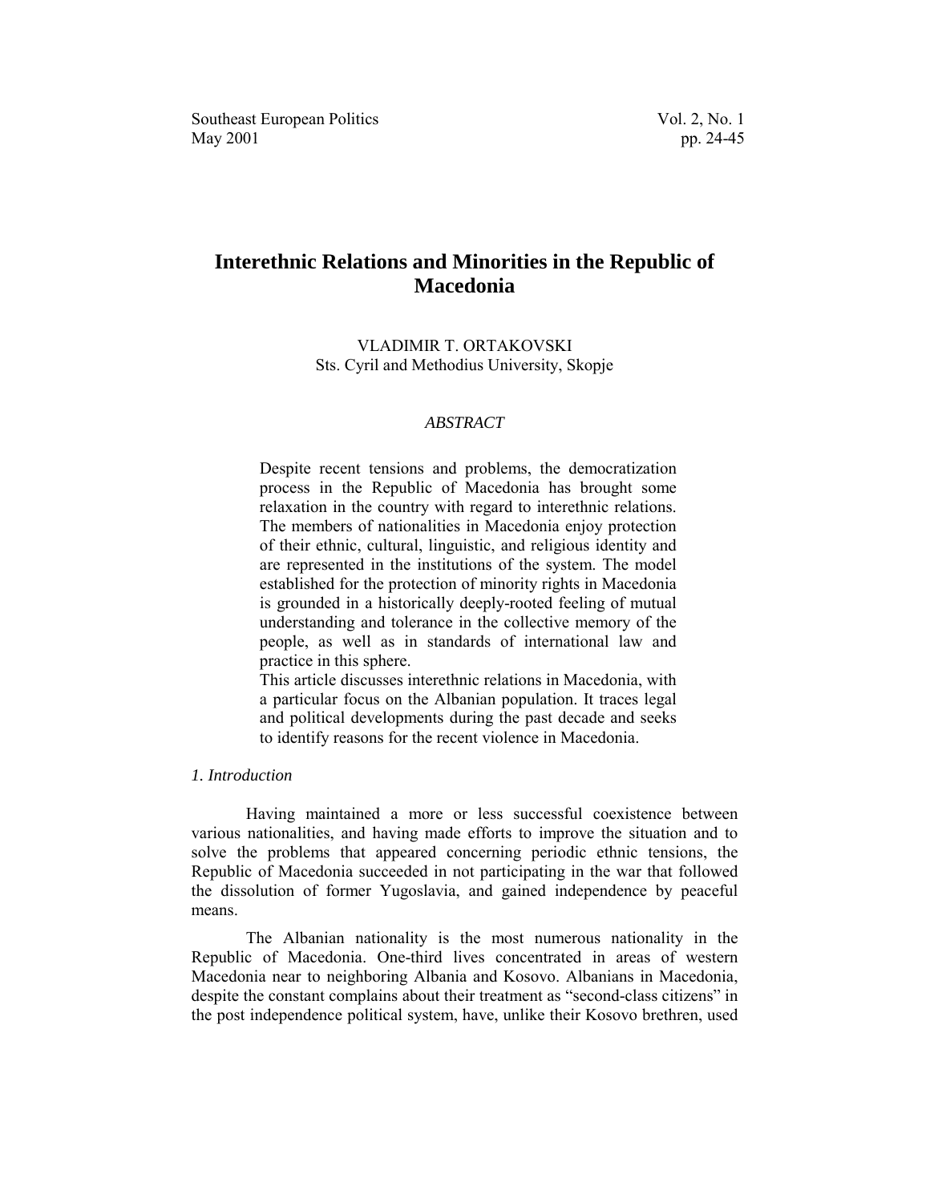# Interethnic Relations and Minorities in the Republic of Macedonia

VLADIMIR T. ORTAKOVSKI
Sts. Cyril and Methodius University, Skopje

*ABSTRACT*

Despite recent tensions and problems, the democratization process in the Republic of Macedonia has brought some relaxation in the country with regard to interethnic relations. The members of nationalities in Macedonia enjoy protection of their ethnic, cultural, linguistic, and religious identity and are represented in the institutions of the system. The model established for the protection of minority rights in Macedonia is grounded in a historically deeply-rooted feeling of mutual understanding and tolerance in the collective memory of the people, as well as in standards of international law and practice in this sphere.

This article discusses interethnic relations in Macedonia, with a particular focus on the Albanian population. It traces legal and political developments during the past decade and seeks to identify reasons for the recent violence in Macedonia.

## *1. Introduction*

Having maintained a more or less successful coexistence between various nationalities, and having made efforts to improve the situation and to solve the problems that appeared concerning periodic ethnic tensions, the Republic of Macedonia succeeded in not participating in the war that followed the dissolution of former Yugoslavia, and gained independence by peaceful means.

The Albanian nationality is the most numerous nationality in the Republic of Macedonia. One-third lives concentrated in areas of western Macedonia near to neighboring Albania and Kosovo. Albanians in Macedonia, despite the constant complains about their treatment as "second-class citizens" in the post independence political system, have, unlike their Kosovo brethren, used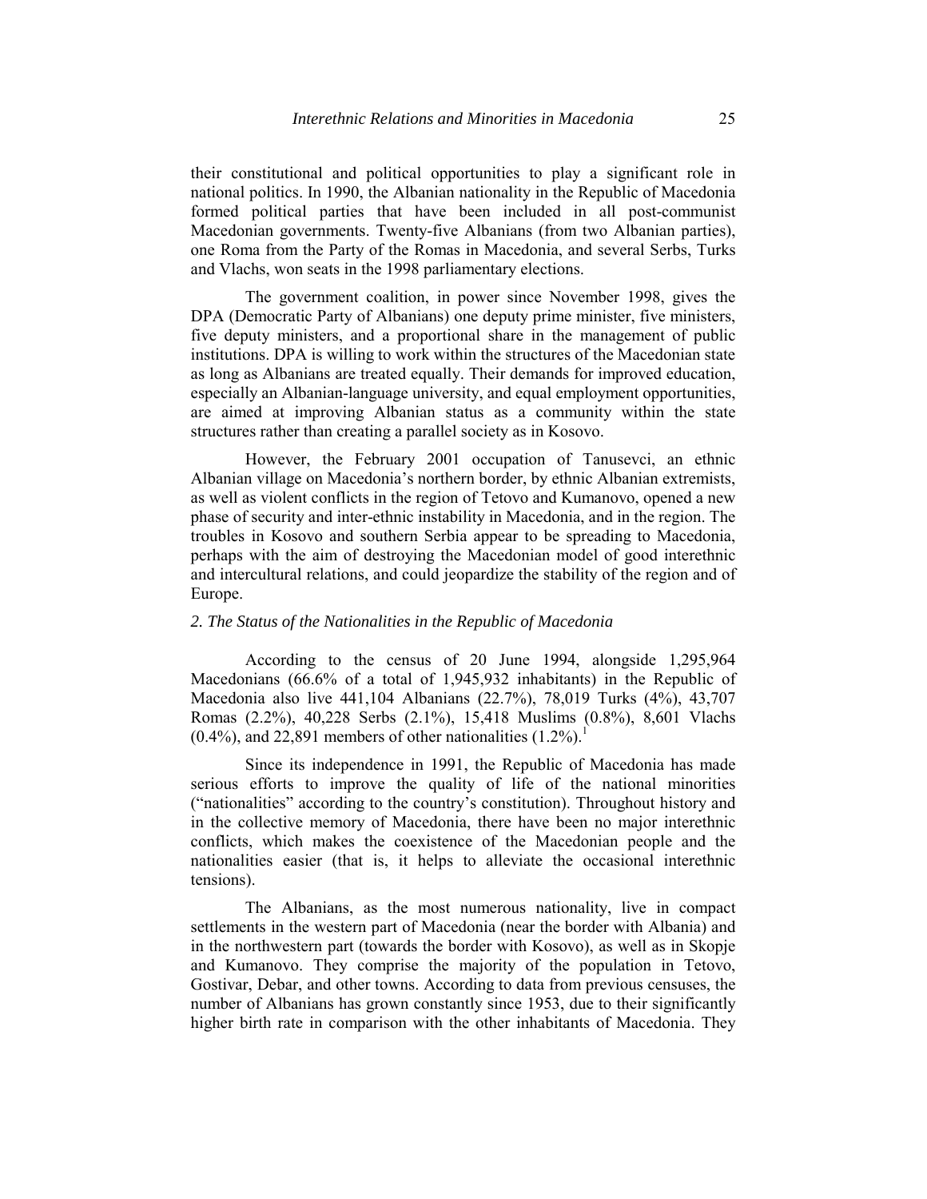their constitutional and political opportunities to play a significant role in national politics. In 1990, the Albanian nationality in the Republic of Macedonia formed political parties that have been included in all post-communist Macedonian governments. Twenty-five Albanians (from two Albanian parties), one Roma from the Party of the Romas in Macedonia, and several Serbs, Turks and Vlachs, won seats in the 1998 parliamentary elections.

The government coalition, in power since November 1998, gives the DPA (Democratic Party of Albanians) one deputy prime minister, five ministers, five deputy ministers, and a proportional share in the management of public institutions. DPA is willing to work within the structures of the Macedonian state as long as Albanians are treated equally. Their demands for improved education, especially an Albanian-language university, and equal employment opportunities, are aimed at improving Albanian status as a community within the state structures rather than creating a parallel society as in Kosovo.

However, the February 2001 occupation of Tanusevci, an ethnic Albanian village on Macedonia's northern border, by ethnic Albanian extremists, as well as violent conflicts in the region of Tetovo and Kumanovo, opened a new phase of security and inter-ethnic instability in Macedonia, and in the region. The troubles in Kosovo and southern Serbia appear to be spreading to Macedonia, perhaps with the aim of destroying the Macedonian model of good interethnic and intercultural relations, and could jeopardize the stability of the region and of Europe.

### *2. The Status of the Nationalities in the Republic of Macedonia*

According to the census of 20 June 1994, alongside 1,295,964 Macedonians (66.6% of a total of 1,945,932 inhabitants) in the Republic of Macedonia also live 441,104 Albanians (22.7%), 78,019 Turks (4%), 43,707 Romas (2.2%), 40,228 Serbs (2.1%), 15,418 Muslims (0.8%), 8,601 Vlachs (0.4%), and 22,891 members of other nationalities (1.2%).[1]

Since its independence in 1991, the Republic of Macedonia has made serious efforts to improve the quality of life of the national minorities ("nationalities" according to the country's constitution). Throughout history and in the collective memory of Macedonia, there have been no major interethnic conflicts, which makes the coexistence of the Macedonian people and the nationalities easier (that is, it helps to alleviate the occasional interethnic tensions).

The Albanians, as the most numerous nationality, live in compact settlements in the western part of Macedonia (near the border with Albania) and in the northwestern part (towards the border with Kosovo), as well as in Skopje and Kumanovo. They comprise the majority of the population in Tetovo, Gostivar, Debar, and other towns. According to data from previous censuses, the number of Albanians has grown constantly since 1953, due to their significantly higher birth rate in comparison with the other inhabitants of Macedonia. They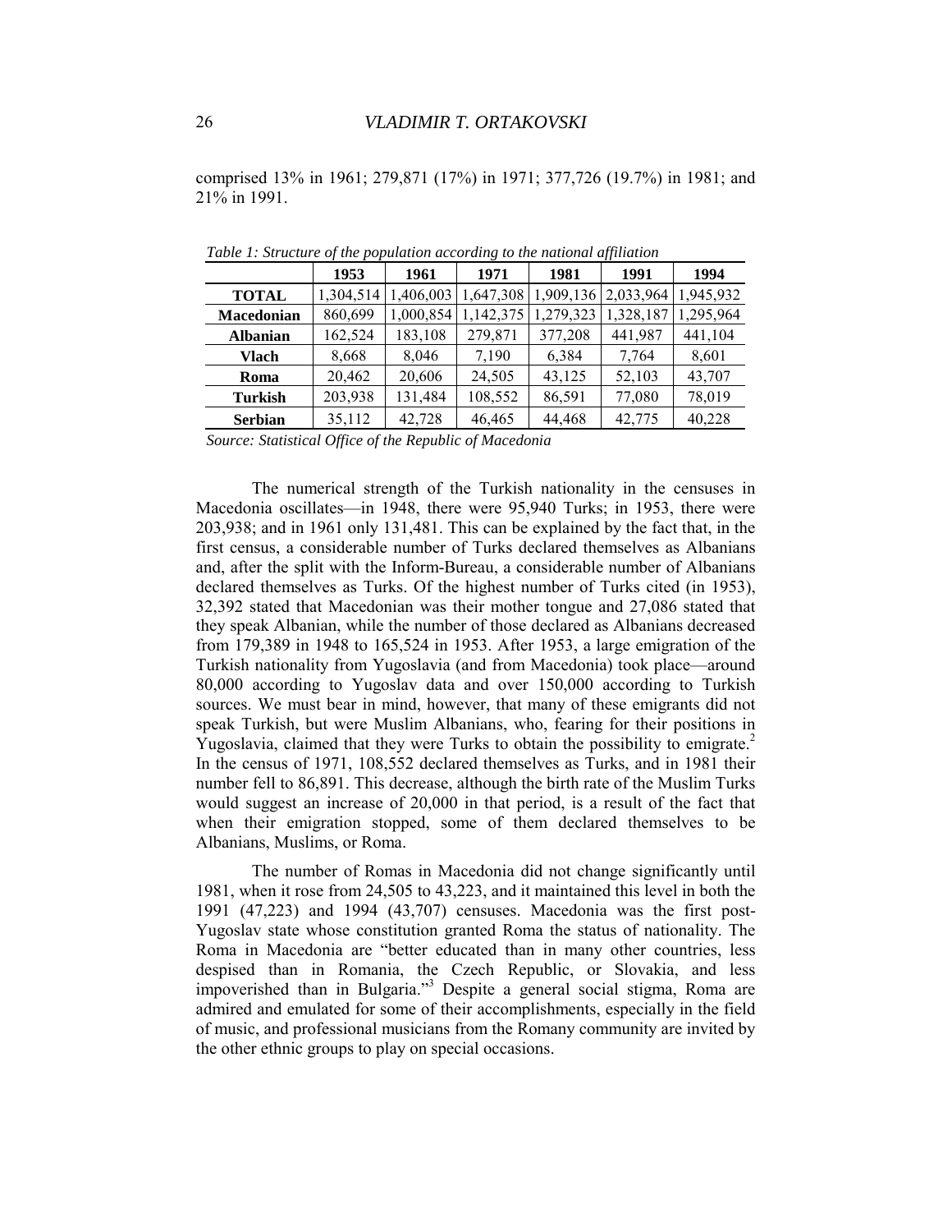comprised 13% in 1961; 279,871 (17%) in 1971; 377,726 (19.7%) in 1981; and 21% in 1991.

*Table 1: Structure of the population according to the national affiliation*

| | 1953 | 1961 | 1971 | 1981 | 1991 | 1994 |
|---|---|---|---|---|---|---|
| **TOTAL** | 1,304,514 | 1,406,003 | 1,647,308 | 1,909,136 | 2,033,964 | 1,945,932 |
| **Macedonian** | 860,699 | 1,000,854 | 1,142,375 | 1,279,323 | 1,328,187 | 1,295,964 |
| **Albanian** | 162,524 | 183,108 | 279,871 | 377,208 | 441,987 | 441,104 |
| **Vlach** | 8,668 | 8,046 | 7,190 | 6,384 | 7,764 | 8,601 |
| **Roma** | 20,462 | 20,606 | 24,505 | 43,125 | 52,103 | 43,707 |
| **Turkish** | 203,938 | 131,484 | 108,552 | 86,591 | 77,080 | 78,019 |
| **Serbian** | 35,112 | 42,728 | 46,465 | 44,468 | 42,775 | 40,228 |

*Source: Statistical Office of the Republic of Macedonia*

The numerical strength of the Turkish nationality in the censuses in Macedonia oscillates—in 1948, there were 95,940 Turks; in 1953, there were 203,938; and in 1961 only 131,481. This can be explained by the fact that, in the first census, a considerable number of Turks declared themselves as Albanians and, after the split with the Inform-Bureau, a considerable number of Albanians declared themselves as Turks. Of the highest number of Turks cited (in 1953), 32,392 stated that Macedonian was their mother tongue and 27,086 stated that they speak Albanian, while the number of those declared as Albanians decreased from 179,389 in 1948 to 165,524 in 1953. After 1953, a large emigration of the Turkish nationality from Yugoslavia (and from Macedonia) took place—around 80,000 according to Yugoslav data and over 150,000 according to Turkish sources. We must bear in mind, however, that many of these emigrants did not speak Turkish, but were Muslim Albanians, who, fearing for their positions in Yugoslavia, claimed that they were Turks to obtain the possibility to emigrate.[2] In the census of 1971, 108,552 declared themselves as Turks, and in 1981 their number fell to 86,891. This decrease, although the birth rate of the Muslim Turks would suggest an increase of 20,000 in that period, is a result of the fact that when their emigration stopped, some of them declared themselves to be Albanians, Muslims, or Roma.

The number of Romas in Macedonia did not change significantly until 1981, when it rose from 24,505 to 43,223, and it maintained this level in both the 1991 (47,223) and 1994 (43,707) censuses. Macedonia was the first post-Yugoslav state whose constitution granted Roma the status of nationality. The Roma in Macedonia are "better educated than in many other countries, less despised than in Romania, the Czech Republic, or Slovakia, and less impoverished than in Bulgaria."[3] Despite a general social stigma, Roma are admired and emulated for some of their accomplishments, especially in the field of music, and professional musicians from the Romany community are invited by the other ethnic groups to play on special occasions.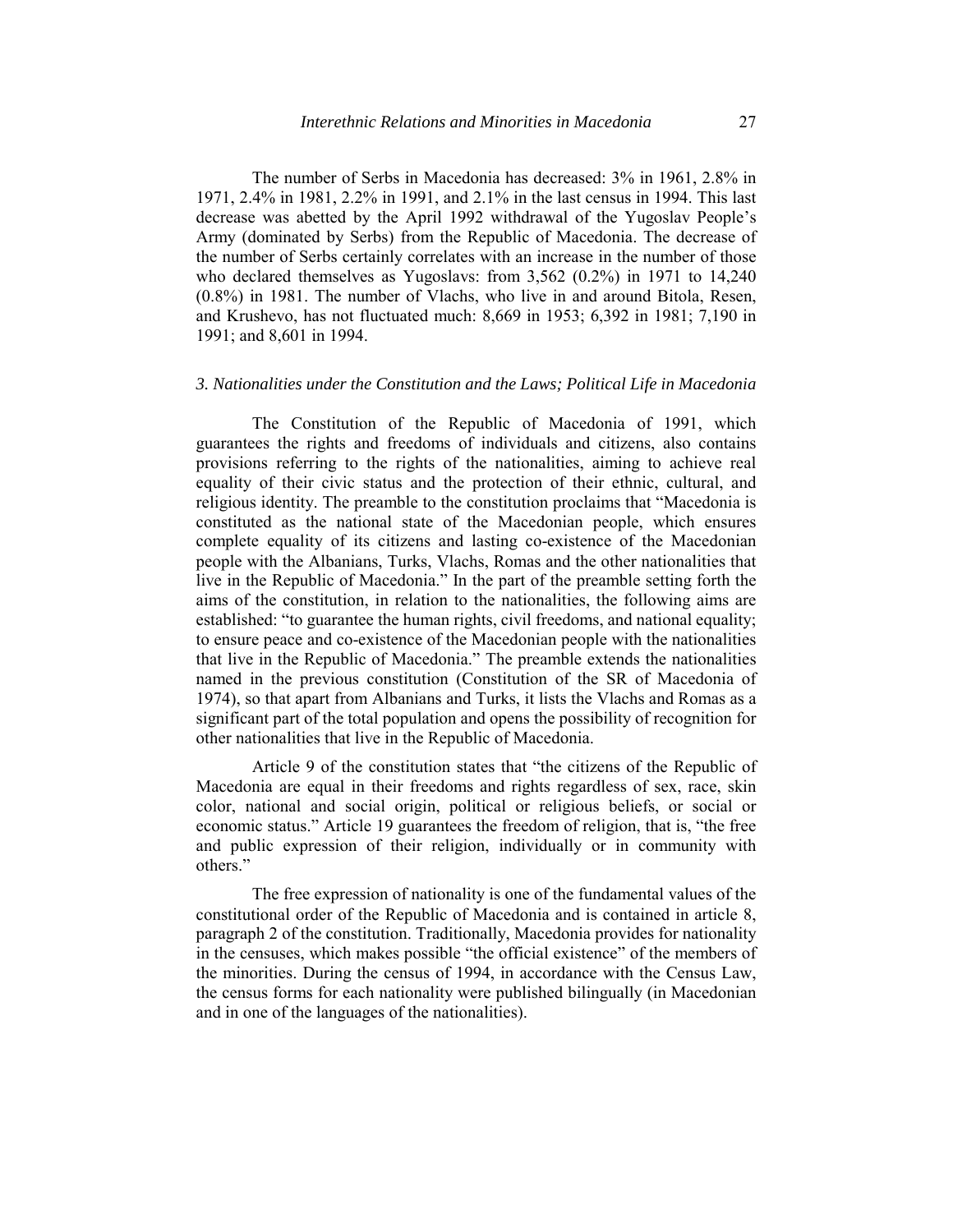The number of Serbs in Macedonia has decreased: 3% in 1961, 2.8% in 1971, 2.4% in 1981, 2.2% in 1991, and 2.1% in the last census in 1994. This last decrease was abetted by the April 1992 withdrawal of the Yugoslav People's Army (dominated by Serbs) from the Republic of Macedonia. The decrease of the number of Serbs certainly correlates with an increase in the number of those who declared themselves as Yugoslavs: from 3,562 (0.2%) in 1971 to 14,240 (0.8%) in 1981. The number of Vlachs, who live in and around Bitola, Resen, and Krushevo, has not fluctuated much: 8,669 in 1953; 6,392 in 1981; 7,190 in 1991; and 8,601 in 1994.

### *3. Nationalities under the Constitution and the Laws; Political Life in Macedonia*

The Constitution of the Republic of Macedonia of 1991, which guarantees the rights and freedoms of individuals and citizens, also contains provisions referring to the rights of the nationalities, aiming to achieve real equality of their civic status and the protection of their ethnic, cultural, and religious identity. The preamble to the constitution proclaims that "Macedonia is constituted as the national state of the Macedonian people, which ensures complete equality of its citizens and lasting co-existence of the Macedonian people with the Albanians, Turks, Vlachs, Romas and the other nationalities that live in the Republic of Macedonia." In the part of the preamble setting forth the aims of the constitution, in relation to the nationalities, the following aims are established: "to guarantee the human rights, civil freedoms, and national equality; to ensure peace and co-existence of the Macedonian people with the nationalities that live in the Republic of Macedonia." The preamble extends the nationalities named in the previous constitution (Constitution of the SR of Macedonia of 1974), so that apart from Albanians and Turks, it lists the Vlachs and Romas as a significant part of the total population and opens the possibility of recognition for other nationalities that live in the Republic of Macedonia.

Article 9 of the constitution states that "the citizens of the Republic of Macedonia are equal in their freedoms and rights regardless of sex, race, skin color, national and social origin, political or religious beliefs, or social or economic status." Article 19 guarantees the freedom of religion, that is, "the free and public expression of their religion, individually or in community with others."

The free expression of nationality is one of the fundamental values of the constitutional order of the Republic of Macedonia and is contained in article 8, paragraph 2 of the constitution. Traditionally, Macedonia provides for nationality in the censuses, which makes possible "the official existence" of the members of the minorities. During the census of 1994, in accordance with the Census Law, the census forms for each nationality were published bilingually (in Macedonian and in one of the languages of the nationalities).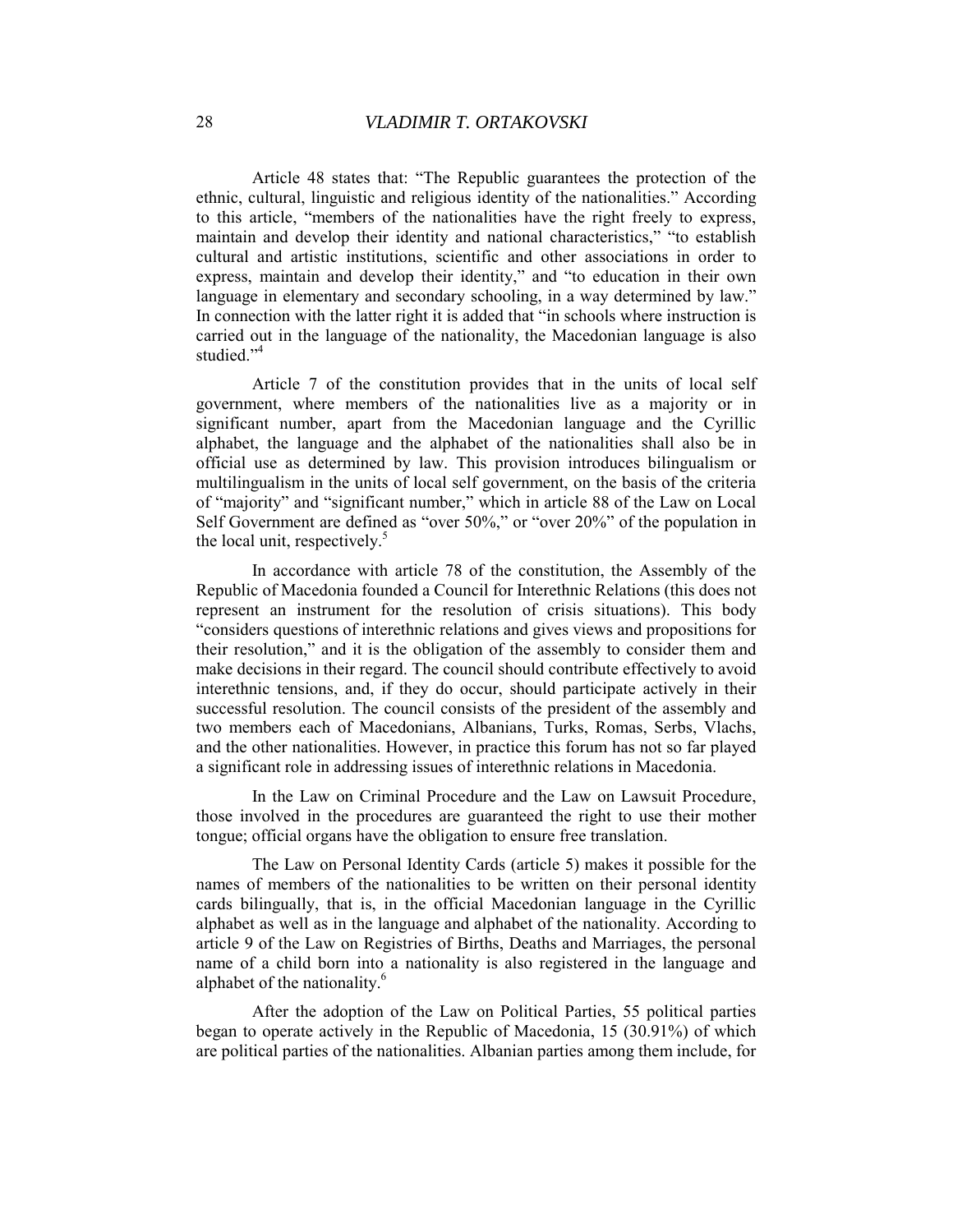Article 48 states that: "The Republic guarantees the protection of the ethnic, cultural, linguistic and religious identity of the nationalities." According to this article, "members of the nationalities have the right freely to express, maintain and develop their identity and national characteristics," "to establish cultural and artistic institutions, scientific and other associations in order to express, maintain and develop their identity," and "to education in their own language in elementary and secondary schooling, in a way determined by law." In connection with the latter right it is added that "in schools where instruction is carried out in the language of the nationality, the Macedonian language is also studied."[4]

Article 7 of the constitution provides that in the units of local self government, where members of the nationalities live as a majority or in significant number, apart from the Macedonian language and the Cyrillic alphabet, the language and the alphabet of the nationalities shall also be in official use as determined by law. This provision introduces bilingualism or multilingualism in the units of local self government, on the basis of the criteria of "majority" and "significant number," which in article 88 of the Law on Local Self Government are defined as "over 50%," or "over 20%" of the population in the local unit, respectively.[5]

In accordance with article 78 of the constitution, the Assembly of the Republic of Macedonia founded a Council for Interethnic Relations (this does not represent an instrument for the resolution of crisis situations). This body "considers questions of interethnic relations and gives views and propositions for their resolution," and it is the obligation of the assembly to consider them and make decisions in their regard. The council should contribute effectively to avoid interethnic tensions, and, if they do occur, should participate actively in their successful resolution. The council consists of the president of the assembly and two members each of Macedonians, Albanians, Turks, Romas, Serbs, Vlachs, and the other nationalities. However, in practice this forum has not so far played a significant role in addressing issues of interethnic relations in Macedonia.

In the Law on Criminal Procedure and the Law on Lawsuit Procedure, those involved in the procedures are guaranteed the right to use their mother tongue; official organs have the obligation to ensure free translation.

The Law on Personal Identity Cards (article 5) makes it possible for the names of members of the nationalities to be written on their personal identity cards bilingually, that is, in the official Macedonian language in the Cyrillic alphabet as well as in the language and alphabet of the nationality. According to article 9 of the Law on Registries of Births, Deaths and Marriages, the personal name of a child born into a nationality is also registered in the language and alphabet of the nationality.[6]

After the adoption of the Law on Political Parties, 55 political parties began to operate actively in the Republic of Macedonia, 15 (30.91%) of which are political parties of the nationalities. Albanian parties among them include, for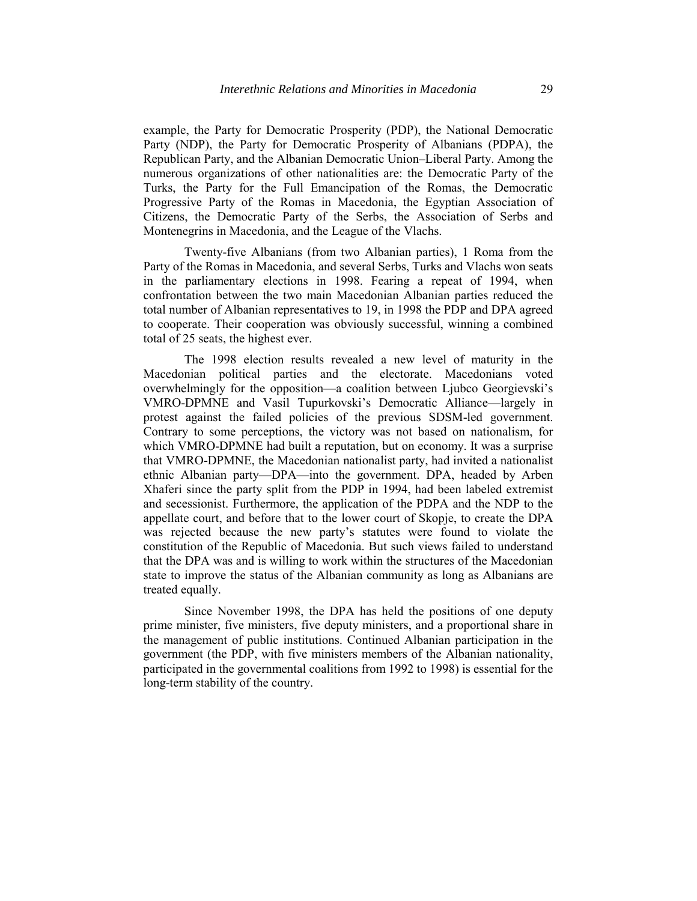example, the Party for Democratic Prosperity (PDP), the National Democratic Party (NDP), the Party for Democratic Prosperity of Albanians (PDPA), the Republican Party, and the Albanian Democratic Union–Liberal Party. Among the numerous organizations of other nationalities are: the Democratic Party of the Turks, the Party for the Full Emancipation of the Romas, the Democratic Progressive Party of the Romas in Macedonia, the Egyptian Association of Citizens, the Democratic Party of the Serbs, the Association of Serbs and Montenegrins in Macedonia, and the League of the Vlachs.

Twenty-five Albanians (from two Albanian parties), 1 Roma from the Party of the Romas in Macedonia, and several Serbs, Turks and Vlachs won seats in the parliamentary elections in 1998. Fearing a repeat of 1994, when confrontation between the two main Macedonian Albanian parties reduced the total number of Albanian representatives to 19, in 1998 the PDP and DPA agreed to cooperate. Their cooperation was obviously successful, winning a combined total of 25 seats, the highest ever.

The 1998 election results revealed a new level of maturity in the Macedonian political parties and the electorate. Macedonians voted overwhelmingly for the opposition—a coalition between Ljubco Georgievski's VMRO-DPMNE and Vasil Tupurkovski's Democratic Alliance—largely in protest against the failed policies of the previous SDSM-led government. Contrary to some perceptions, the victory was not based on nationalism, for which VMRO-DPMNE had built a reputation, but on economy. It was a surprise that VMRO-DPMNE, the Macedonian nationalist party, had invited a nationalist ethnic Albanian party—DPA—into the government. DPA, headed by Arben Xhaferi since the party split from the PDP in 1994, had been labeled extremist and secessionist. Furthermore, the application of the PDPA and the NDP to the appellate court, and before that to the lower court of Skopje, to create the DPA was rejected because the new party's statutes were found to violate the constitution of the Republic of Macedonia. But such views failed to understand that the DPA was and is willing to work within the structures of the Macedonian state to improve the status of the Albanian community as long as Albanians are treated equally.

Since November 1998, the DPA has held the positions of one deputy prime minister, five ministers, five deputy ministers, and a proportional share in the management of public institutions. Continued Albanian participation in the government (the PDP, with five ministers members of the Albanian nationality, participated in the governmental coalitions from 1992 to 1998) is essential for the long-term stability of the country.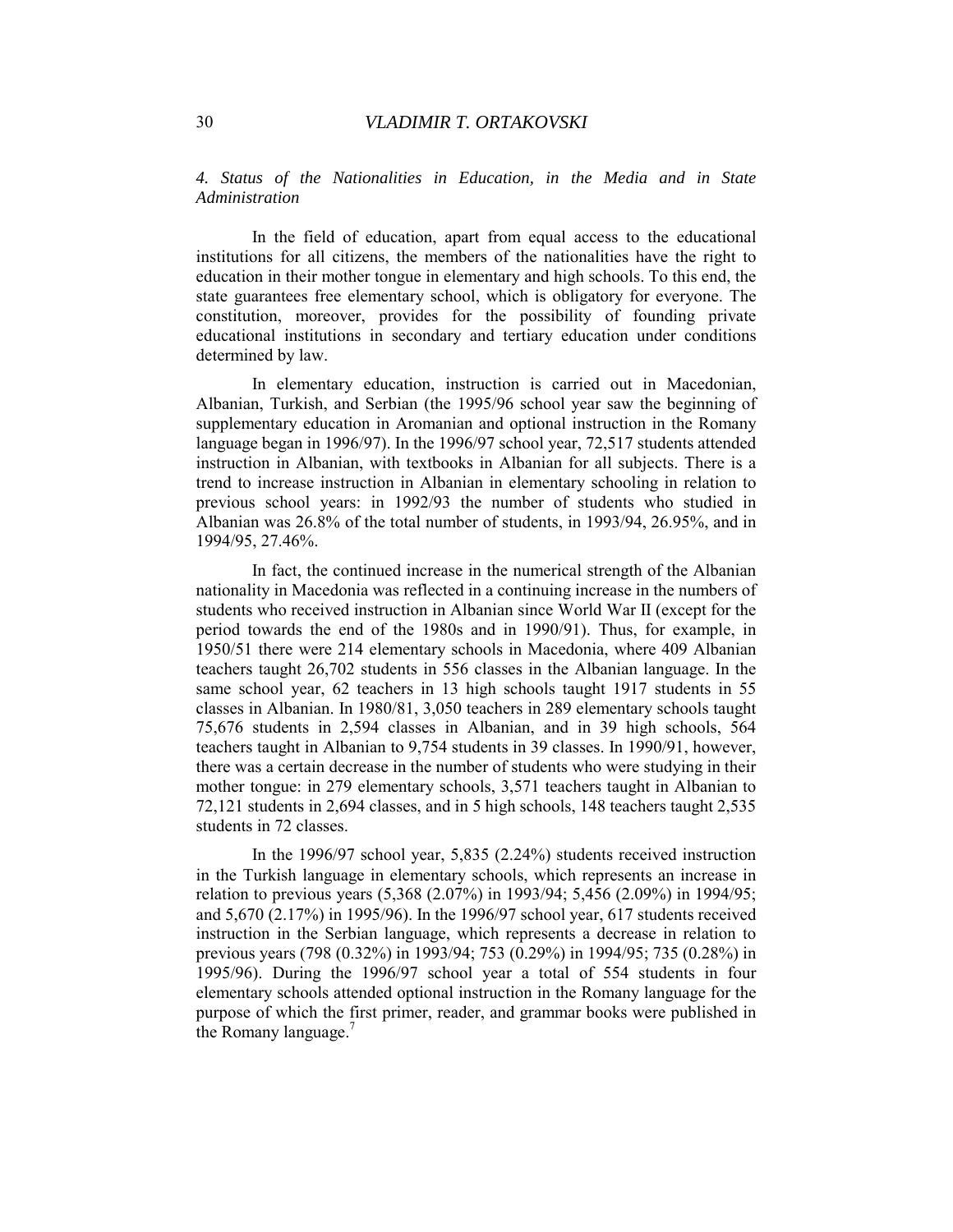*4. Status of the Nationalities in Education, in the Media and in State Administration*

In the field of education, apart from equal access to the educational institutions for all citizens, the members of the nationalities have the right to education in their mother tongue in elementary and high schools. To this end, the state guarantees free elementary school, which is obligatory for everyone. The constitution, moreover, provides for the possibility of founding private educational institutions in secondary and tertiary education under conditions determined by law.

In elementary education, instruction is carried out in Macedonian, Albanian, Turkish, and Serbian (the 1995/96 school year saw the beginning of supplementary education in Aromanian and optional instruction in the Romany language began in 1996/97). In the 1996/97 school year, 72,517 students attended instruction in Albanian, with textbooks in Albanian for all subjects. There is a trend to increase instruction in Albanian in elementary schooling in relation to previous school years: in 1992/93 the number of students who studied in Albanian was 26.8% of the total number of students, in 1993/94, 26.95%, and in 1994/95, 27.46%.

In fact, the continued increase in the numerical strength of the Albanian nationality in Macedonia was reflected in a continuing increase in the numbers of students who received instruction in Albanian since World War II (except for the period towards the end of the 1980s and in 1990/91). Thus, for example, in 1950/51 there were 214 elementary schools in Macedonia, where 409 Albanian teachers taught 26,702 students in 556 classes in the Albanian language. In the same school year, 62 teachers in 13 high schools taught 1917 students in 55 classes in Albanian. In 1980/81, 3,050 teachers in 289 elementary schools taught 75,676 students in 2,594 classes in Albanian, and in 39 high schools, 564 teachers taught in Albanian to 9,754 students in 39 classes. In 1990/91, however, there was a certain decrease in the number of students who were studying in their mother tongue: in 279 elementary schools, 3,571 teachers taught in Albanian to 72,121 students in 2,694 classes, and in 5 high schools, 148 teachers taught 2,535 students in 72 classes.

In the 1996/97 school year, 5,835 (2.24%) students received instruction in the Turkish language in elementary schools, which represents an increase in relation to previous years (5,368 (2.07%) in 1993/94; 5,456 (2.09%) in 1994/95; and 5,670 (2.17%) in 1995/96). In the 1996/97 school year, 617 students received instruction in the Serbian language, which represents a decrease in relation to previous years (798 (0.32%) in 1993/94; 753 (0.29%) in 1994/95; 735 (0.28%) in 1995/96). During the 1996/97 school year a total of 554 students in four elementary schools attended optional instruction in the Romany language for the purpose of which the first primer, reader, and grammar books were published in the Romany language.[7]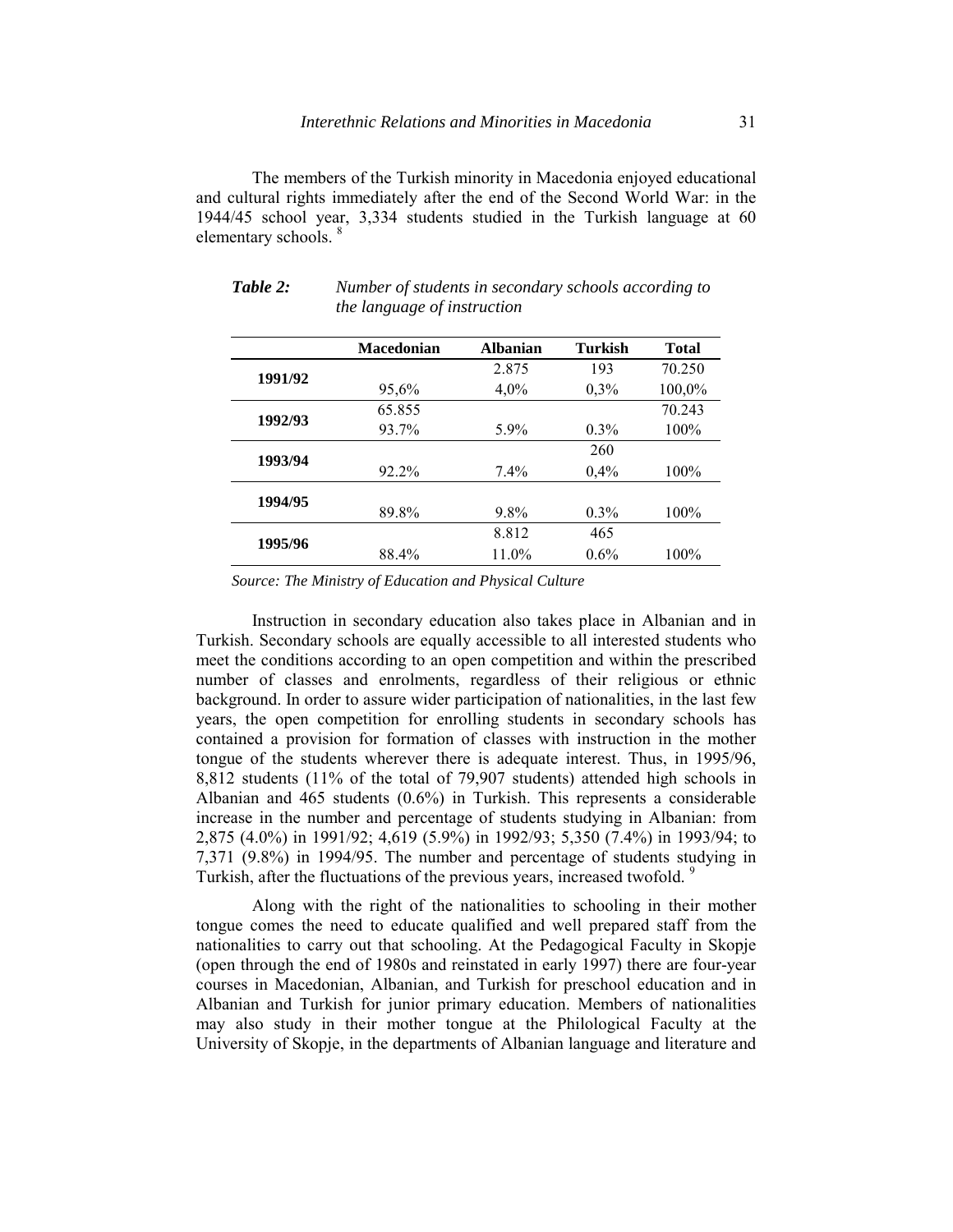The members of the Turkish minority in Macedonia enjoyed educational and cultural rights immediately after the end of the Second World War: in the 1944/45 school year, 3,334 students studied in the Turkish language at 60 elementary schools. [8]

***Table 2:*** *Number of students in secondary schools according to the language of instruction*

| | Macedonian | Albanian | Turkish | Total |
|---|---|---|---|---|
| **1991/92** | | 2.875 | 193 | 70.250 |
| | 95,6% | 4,0% | 0,3% | 100,0% |
| **1992/93** | 65.855 | | | 70.243 |
| | 93.7% | 5.9% | 0.3% | 100% |
| **1993/94** | | | 260 | |
| | 92.2% | 7.4% | 0,4% | 100% |
| **1994/95** | | | | |
| | 89.8% | 9.8% | 0.3% | 100% |
| **1995/96** | | 8.812 | 465 | |
| | 88.4% | 11.0% | 0.6% | 100% |

*Source: The Ministry of Education and Physical Culture*

Instruction in secondary education also takes place in Albanian and in Turkish. Secondary schools are equally accessible to all interested students who meet the conditions according to an open competition and within the prescribed number of classes and enrolments, regardless of their religious or ethnic background. In order to assure wider participation of nationalities, in the last few years, the open competition for enrolling students in secondary schools has contained a provision for formation of classes with instruction in the mother tongue of the students wherever there is adequate interest. Thus, in 1995/96, 8,812 students (11% of the total of 79,907 students) attended high schools in Albanian and 465 students (0.6%) in Turkish. This represents a considerable increase in the number and percentage of students studying in Albanian: from 2,875 (4.0%) in 1991/92; 4,619 (5.9%) in 1992/93; 5,350 (7.4%) in 1993/94; to 7,371 (9.8%) in 1994/95. The number and percentage of students studying in Turkish, after the fluctuations of the previous years, increased twofold. [9]

Along with the right of the nationalities to schooling in their mother tongue comes the need to educate qualified and well prepared staff from the nationalities to carry out that schooling. At the Pedagogical Faculty in Skopje (open through the end of 1980s and reinstated in early 1997) there are four-year courses in Macedonian, Albanian, and Turkish for preschool education and in Albanian and Turkish for junior primary education. Members of nationalities may also study in their mother tongue at the Philological Faculty at the University of Skopje, in the departments of Albanian language and literature and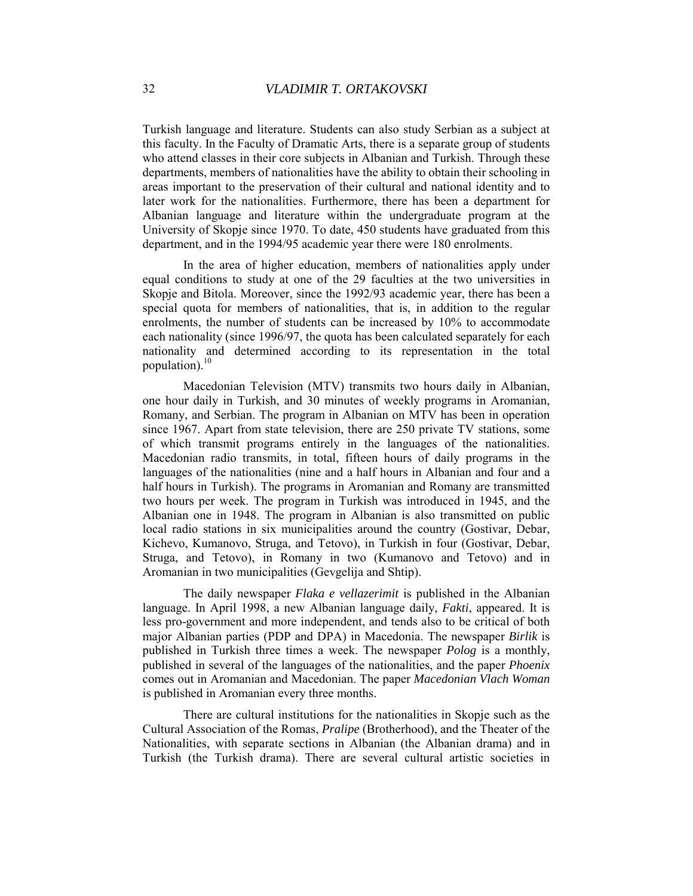Turkish language and literature. Students can also study Serbian as a subject at this faculty. In the Faculty of Dramatic Arts, there is a separate group of students who attend classes in their core subjects in Albanian and Turkish. Through these departments, members of nationalities have the ability to obtain their schooling in areas important to the preservation of their cultural and national identity and to later work for the nationalities. Furthermore, there has been a department for Albanian language and literature within the undergraduate program at the University of Skopje since 1970. To date, 450 students have graduated from this department, and in the 1994/95 academic year there were 180 enrolments.

In the area of higher education, members of nationalities apply under equal conditions to study at one of the 29 faculties at the two universities in Skopje and Bitola. Moreover, since the 1992/93 academic year, there has been a special quota for members of nationalities, that is, in addition to the regular enrolments, the number of students can be increased by 10% to accommodate each nationality (since 1996/97, the quota has been calculated separately for each nationality and determined according to its representation in the total population).[10]

Macedonian Television (MTV) transmits two hours daily in Albanian, one hour daily in Turkish, and 30 minutes of weekly programs in Aromanian, Romany, and Serbian. The program in Albanian on MTV has been in operation since 1967. Apart from state television, there are 250 private TV stations, some of which transmit programs entirely in the languages of the nationalities. Macedonian radio transmits, in total, fifteen hours of daily programs in the languages of the nationalities (nine and a half hours in Albanian and four and a half hours in Turkish). The programs in Aromanian and Romany are transmitted two hours per week. The program in Turkish was introduced in 1945, and the Albanian one in 1948. The program in Albanian is also transmitted on public local radio stations in six municipalities around the country (Gostivar, Debar, Kichevo, Kumanovo, Struga, and Tetovo), in Turkish in four (Gostivar, Debar, Struga, and Tetovo), in Romany in two (Kumanovo and Tetovo) and in Aromanian in two municipalities (Gevgelija and Shtip).

The daily newspaper *Flaka e vellazerimit* is published in the Albanian language. In April 1998, a new Albanian language daily, *Fakti*, appeared. It is less pro-government and more independent, and tends also to be critical of both major Albanian parties (PDP and DPA) in Macedonia. The newspaper *Birlik* is published in Turkish three times a week. The newspaper *Polog* is a monthly, published in several of the languages of the nationalities, and the paper *Phoenix* comes out in Aromanian and Macedonian. The paper *Macedonian Vlach Woman* is published in Aromanian every three months.

There are cultural institutions for the nationalities in Skopje such as the Cultural Association of the Romas, *Pralipe* (Brotherhood), and the Theater of the Nationalities, with separate sections in Albanian (the Albanian drama) and in Turkish (the Turkish drama). There are several cultural artistic societies in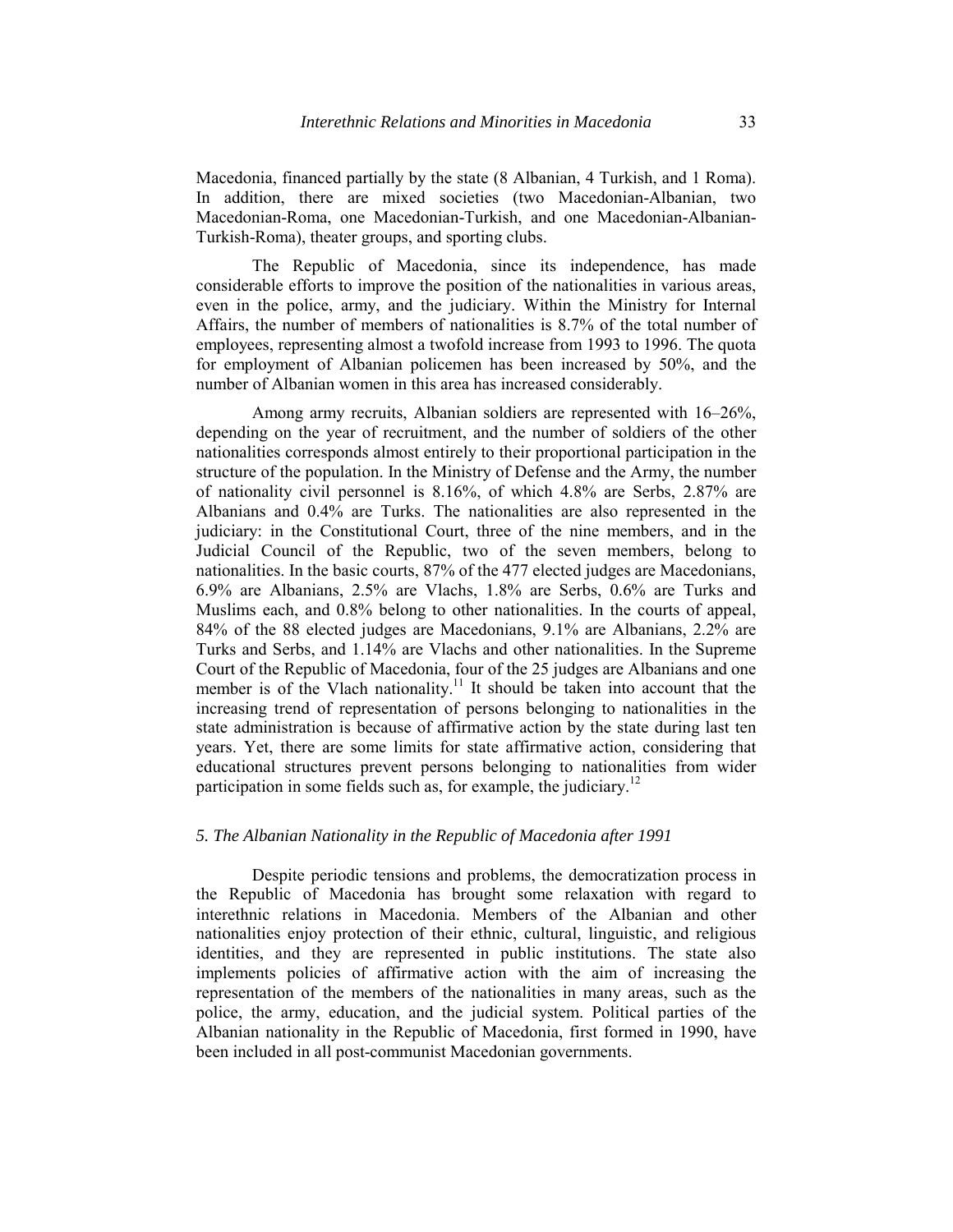Macedonia, financed partially by the state (8 Albanian, 4 Turkish, and 1 Roma). In addition, there are mixed societies (two Macedonian-Albanian, two Macedonian-Roma, one Macedonian-Turkish, and one Macedonian-Albanian-Turkish-Roma), theater groups, and sporting clubs.

The Republic of Macedonia, since its independence, has made considerable efforts to improve the position of the nationalities in various areas, even in the police, army, and the judiciary. Within the Ministry for Internal Affairs, the number of members of nationalities is 8.7% of the total number of employees, representing almost a twofold increase from 1993 to 1996. The quota for employment of Albanian policemen has been increased by 50%, and the number of Albanian women in this area has increased considerably.

Among army recruits, Albanian soldiers are represented with 16–26%, depending on the year of recruitment, and the number of soldiers of the other nationalities corresponds almost entirely to their proportional participation in the structure of the population. In the Ministry of Defense and the Army, the number of nationality civil personnel is 8.16%, of which 4.8% are Serbs, 2.87% are Albanians and 0.4% are Turks. The nationalities are also represented in the judiciary: in the Constitutional Court, three of the nine members, and in the Judicial Council of the Republic, two of the seven members, belong to nationalities. In the basic courts, 87% of the 477 elected judges are Macedonians, 6.9% are Albanians, 2.5% are Vlachs, 1.8% are Serbs, 0.6% are Turks and Muslims each, and 0.8% belong to other nationalities. In the courts of appeal, 84% of the 88 elected judges are Macedonians, 9.1% are Albanians, 2.2% are Turks and Serbs, and 1.14% are Vlachs and other nationalities. In the Supreme Court of the Republic of Macedonia, four of the 25 judges are Albanians and one member is of the Vlach nationality.[11] It should be taken into account that the increasing trend of representation of persons belonging to nationalities in the state administration is because of affirmative action by the state during last ten years. Yet, there are some limits for state affirmative action, considering that educational structures prevent persons belonging to nationalities from wider participation in some fields such as, for example, the judiciary.[12]

### *5. The Albanian Nationality in the Republic of Macedonia after 1991*

Despite periodic tensions and problems, the democratization process in the Republic of Macedonia has brought some relaxation with regard to interethnic relations in Macedonia. Members of the Albanian and other nationalities enjoy protection of their ethnic, cultural, linguistic, and religious identities, and they are represented in public institutions. The state also implements policies of affirmative action with the aim of increasing the representation of the members of the nationalities in many areas, such as the police, the army, education, and the judicial system. Political parties of the Albanian nationality in the Republic of Macedonia, first formed in 1990, have been included in all post-communist Macedonian governments.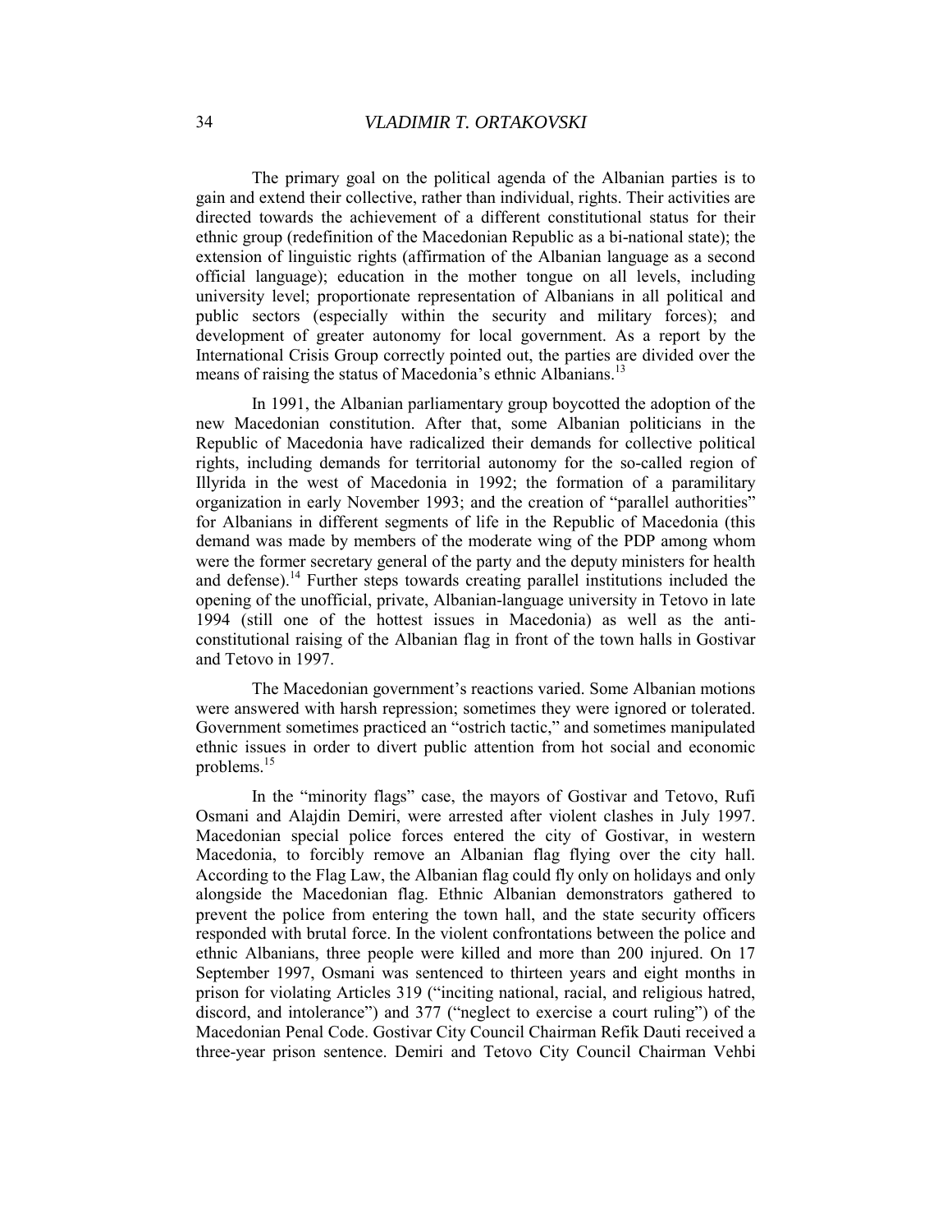The primary goal on the political agenda of the Albanian parties is to gain and extend their collective, rather than individual, rights. Their activities are directed towards the achievement of a different constitutional status for their ethnic group (redefinition of the Macedonian Republic as a bi-national state); the extension of linguistic rights (affirmation of the Albanian language as a second official language); education in the mother tongue on all levels, including university level; proportionate representation of Albanians in all political and public sectors (especially within the security and military forces); and development of greater autonomy for local government. As a report by the International Crisis Group correctly pointed out, the parties are divided over the means of raising the status of Macedonia's ethnic Albanians.[13]

In 1991, the Albanian parliamentary group boycotted the adoption of the new Macedonian constitution. After that, some Albanian politicians in the Republic of Macedonia have radicalized their demands for collective political rights, including demands for territorial autonomy for the so-called region of Illyrida in the west of Macedonia in 1992; the formation of a paramilitary organization in early November 1993; and the creation of "parallel authorities" for Albanians in different segments of life in the Republic of Macedonia (this demand was made by members of the moderate wing of the PDP among whom were the former secretary general of the party and the deputy ministers for health and defense).[14] Further steps towards creating parallel institutions included the opening of the unofficial, private, Albanian-language university in Tetovo in late 1994 (still one of the hottest issues in Macedonia) as well as the anti-constitutional raising of the Albanian flag in front of the town halls in Gostivar and Tetovo in 1997.

The Macedonian government's reactions varied. Some Albanian motions were answered with harsh repression; sometimes they were ignored or tolerated. Government sometimes practiced an "ostrich tactic," and sometimes manipulated ethnic issues in order to divert public attention from hot social and economic problems.[15]

In the "minority flags" case, the mayors of Gostivar and Tetovo, Rufi Osmani and Alajdin Demiri, were arrested after violent clashes in July 1997. Macedonian special police forces entered the city of Gostivar, in western Macedonia, to forcibly remove an Albanian flag flying over the city hall. According to the Flag Law, the Albanian flag could fly only on holidays and only alongside the Macedonian flag. Ethnic Albanian demonstrators gathered to prevent the police from entering the town hall, and the state security officers responded with brutal force. In the violent confrontations between the police and ethnic Albanians, three people were killed and more than 200 injured. On 17 September 1997, Osmani was sentenced to thirteen years and eight months in prison for violating Articles 319 ("inciting national, racial, and religious hatred, discord, and intolerance") and 377 ("neglect to exercise a court ruling") of the Macedonian Penal Code. Gostivar City Council Chairman Refik Dauti received a three-year prison sentence. Demiri and Tetovo City Council Chairman Vehbi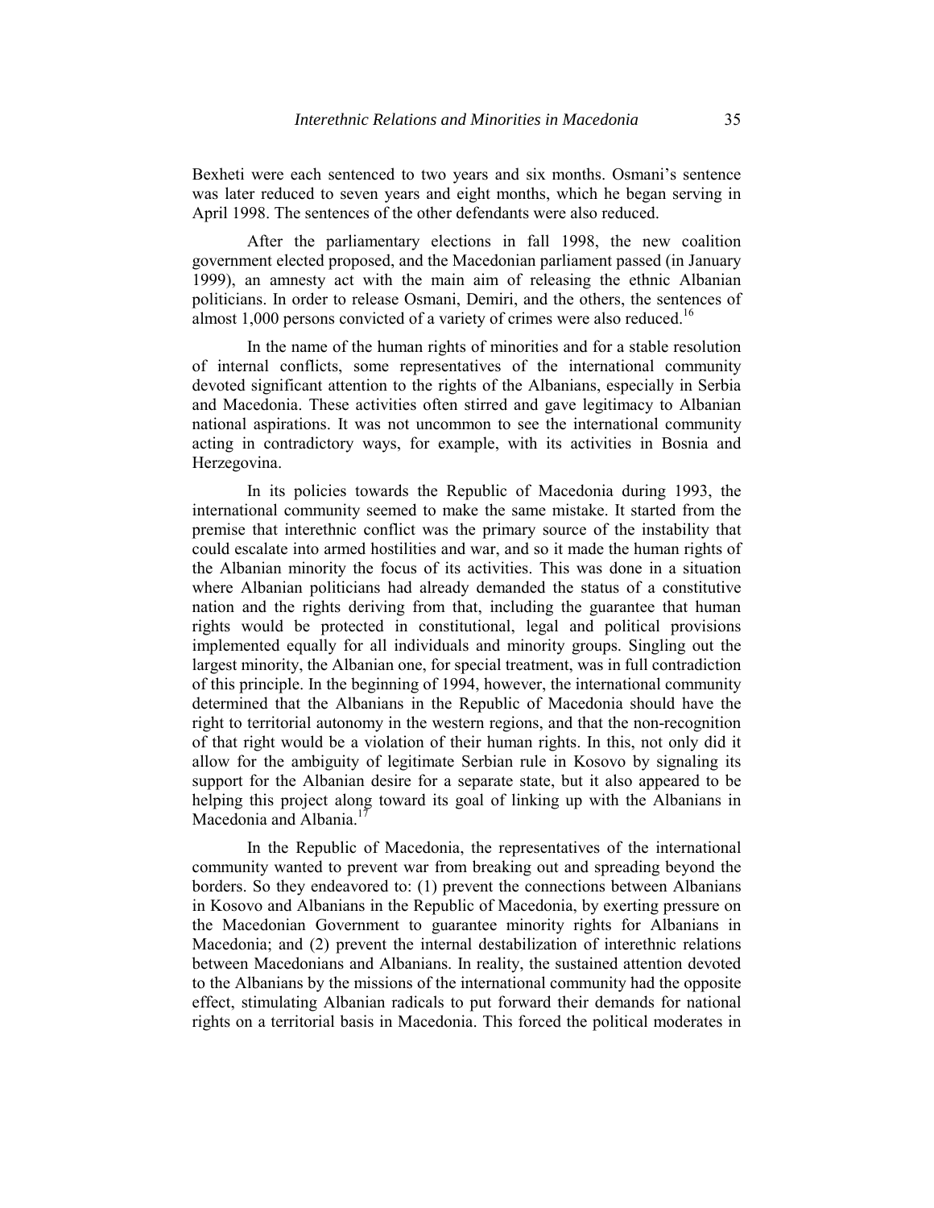Bexheti were each sentenced to two years and six months. Osmani's sentence was later reduced to seven years and eight months, which he began serving in April 1998. The sentences of the other defendants were also reduced.

After the parliamentary elections in fall 1998, the new coalition government elected proposed, and the Macedonian parliament passed (in January 1999), an amnesty act with the main aim of releasing the ethnic Albanian politicians. In order to release Osmani, Demiri, and the others, the sentences of almost 1,000 persons convicted of a variety of crimes were also reduced.[16]

In the name of the human rights of minorities and for a stable resolution of internal conflicts, some representatives of the international community devoted significant attention to the rights of the Albanians, especially in Serbia and Macedonia. These activities often stirred and gave legitimacy to Albanian national aspirations. It was not uncommon to see the international community acting in contradictory ways, for example, with its activities in Bosnia and Herzegovina.

In its policies towards the Republic of Macedonia during 1993, the international community seemed to make the same mistake. It started from the premise that interethnic conflict was the primary source of the instability that could escalate into armed hostilities and war, and so it made the human rights of the Albanian minority the focus of its activities. This was done in a situation where Albanian politicians had already demanded the status of a constitutive nation and the rights deriving from that, including the guarantee that human rights would be protected in constitutional, legal and political provisions implemented equally for all individuals and minority groups. Singling out the largest minority, the Albanian one, for special treatment, was in full contradiction of this principle. In the beginning of 1994, however, the international community determined that the Albanians in the Republic of Macedonia should have the right to territorial autonomy in the western regions, and that the non-recognition of that right would be a violation of their human rights. In this, not only did it allow for the ambiguity of legitimate Serbian rule in Kosovo by signaling its support for the Albanian desire for a separate state, but it also appeared to be helping this project along toward its goal of linking up with the Albanians in Macedonia and Albania.[17]

In the Republic of Macedonia, the representatives of the international community wanted to prevent war from breaking out and spreading beyond the borders. So they endeavored to: (1) prevent the connections between Albanians in Kosovo and Albanians in the Republic of Macedonia, by exerting pressure on the Macedonian Government to guarantee minority rights for Albanians in Macedonia; and (2) prevent the internal destabilization of interethnic relations between Macedonians and Albanians. In reality, the sustained attention devoted to the Albanians by the missions of the international community had the opposite effect, stimulating Albanian radicals to put forward their demands for national rights on a territorial basis in Macedonia. This forced the political moderates in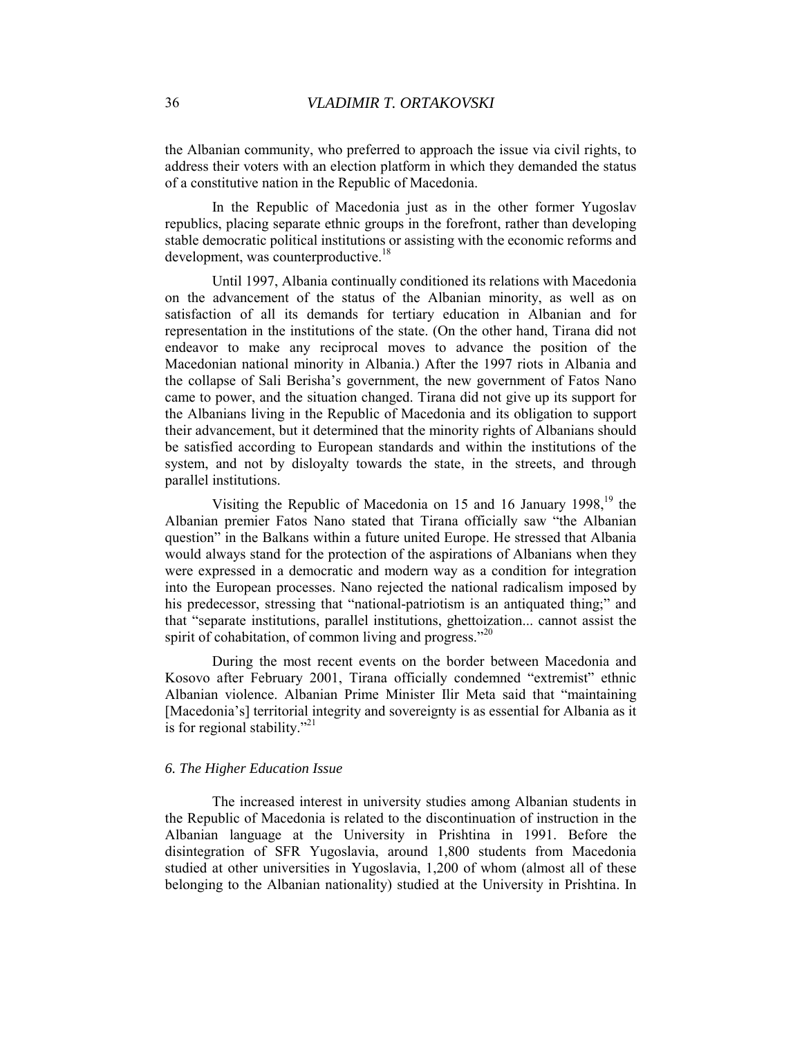the Albanian community, who preferred to approach the issue via civil rights, to address their voters with an election platform in which they demanded the status of a constitutive nation in the Republic of Macedonia.

In the Republic of Macedonia just as in the other former Yugoslav republics, placing separate ethnic groups in the forefront, rather than developing stable democratic political institutions or assisting with the economic reforms and development, was counterproductive.[18]

Until 1997, Albania continually conditioned its relations with Macedonia on the advancement of the status of the Albanian minority, as well as on satisfaction of all its demands for tertiary education in Albanian and for representation in the institutions of the state. (On the other hand, Tirana did not endeavor to make any reciprocal moves to advance the position of the Macedonian national minority in Albania.) After the 1997 riots in Albania and the collapse of Sali Berisha's government, the new government of Fatos Nano came to power, and the situation changed. Tirana did not give up its support for the Albanians living in the Republic of Macedonia and its obligation to support their advancement, but it determined that the minority rights of Albanians should be satisfied according to European standards and within the institutions of the system, and not by disloyalty towards the state, in the streets, and through parallel institutions.

Visiting the Republic of Macedonia on 15 and 16 January 1998,[19] the Albanian premier Fatos Nano stated that Tirana officially saw "the Albanian question" in the Balkans within a future united Europe. He stressed that Albania would always stand for the protection of the aspirations of Albanians when they were expressed in a democratic and modern way as a condition for integration into the European processes. Nano rejected the national radicalism imposed by his predecessor, stressing that "national-patriotism is an antiquated thing;" and that "separate institutions, parallel institutions, ghettoization... cannot assist the spirit of cohabitation, of common living and progress."[20]

During the most recent events on the border between Macedonia and Kosovo after February 2001, Tirana officially condemned "extremist" ethnic Albanian violence. Albanian Prime Minister Ilir Meta said that "maintaining [Macedonia's] territorial integrity and sovereignty is as essential for Albania as it is for regional stability."[21]

### *6. The Higher Education Issue*

The increased interest in university studies among Albanian students in the Republic of Macedonia is related to the discontinuation of instruction in the Albanian language at the University in Prishtina in 1991. Before the disintegration of SFR Yugoslavia, around 1,800 students from Macedonia studied at other universities in Yugoslavia, 1,200 of whom (almost all of these belonging to the Albanian nationality) studied at the University in Prishtina. In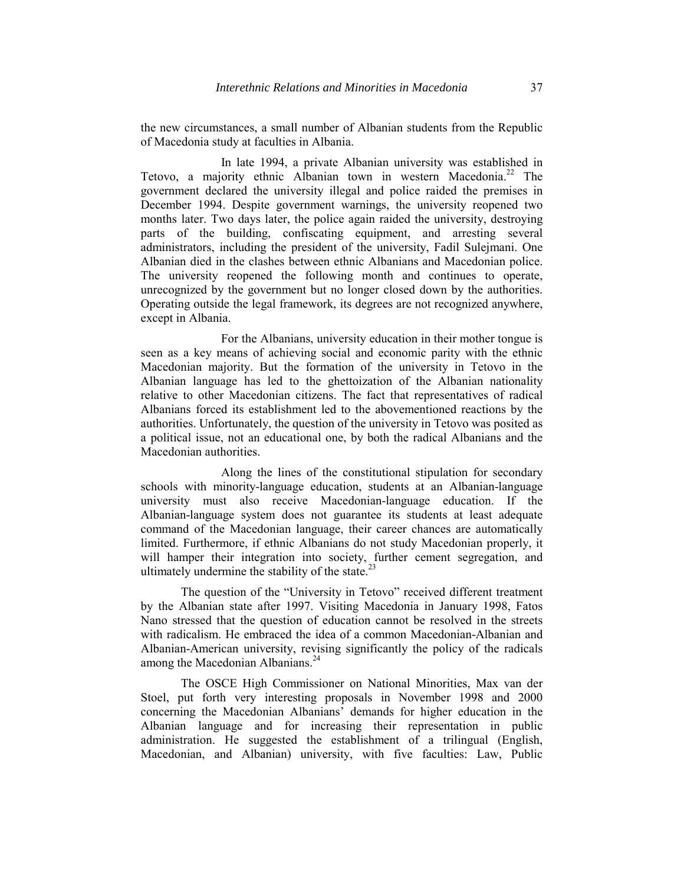the new circumstances, a small number of Albanian students from the Republic of Macedonia study at faculties in Albania.

In late 1994, a private Albanian university was established in Tetovo, a majority ethnic Albanian town in western Macedonia.[22] The government declared the university illegal and police raided the premises in December 1994. Despite government warnings, the university reopened two months later. Two days later, the police again raided the university, destroying parts of the building, confiscating equipment, and arresting several administrators, including the president of the university, Fadil Sulejmani. One Albanian died in the clashes between ethnic Albanians and Macedonian police. The university reopened the following month and continues to operate, unrecognized by the government but no longer closed down by the authorities. Operating outside the legal framework, its degrees are not recognized anywhere, except in Albania.

For the Albanians, university education in their mother tongue is seen as a key means of achieving social and economic parity with the ethnic Macedonian majority. But the formation of the university in Tetovo in the Albanian language has led to the ghettoization of the Albanian nationality relative to other Macedonian citizens. The fact that representatives of radical Albanians forced its establishment led to the abovementioned reactions by the authorities. Unfortunately, the question of the university in Tetovo was posited as a political issue, not an educational one, by both the radical Albanians and the Macedonian authorities.

Along the lines of the constitutional stipulation for secondary schools with minority-language education, students at an Albanian-language university must also receive Macedonian-language education. If the Albanian-language system does not guarantee its students at least adequate command of the Macedonian language, their career chances are automatically limited. Furthermore, if ethnic Albanians do not study Macedonian properly, it will hamper their integration into society, further cement segregation, and ultimately undermine the stability of the state.[23]

The question of the "University in Tetovo" received different treatment by the Albanian state after 1997. Visiting Macedonia in January 1998, Fatos Nano stressed that the question of education cannot be resolved in the streets with radicalism. He embraced the idea of a common Macedonian-Albanian and Albanian-American university, revising significantly the policy of the radicals among the Macedonian Albanians.[24]

The OSCE High Commissioner on National Minorities, Max van der Stoel, put forth very interesting proposals in November 1998 and 2000 concerning the Macedonian Albanians' demands for higher education in the Albanian language and for increasing their representation in public administration. He suggested the establishment of a trilingual (English, Macedonian, and Albanian) university, with five faculties: Law, Public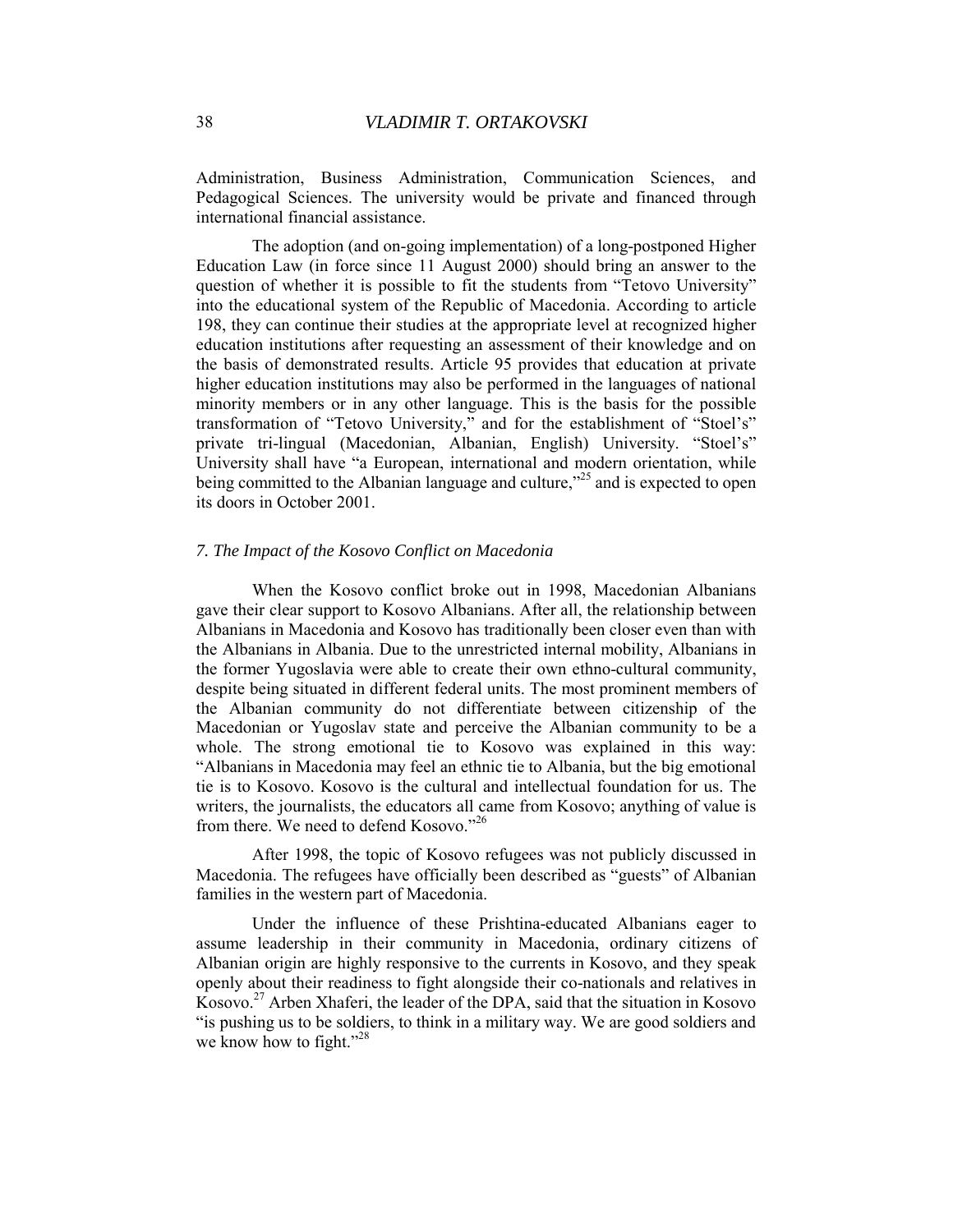Administration, Business Administration, Communication Sciences, and Pedagogical Sciences. The university would be private and financed through international financial assistance.

The adoption (and on-going implementation) of a long-postponed Higher Education Law (in force since 11 August 2000) should bring an answer to the question of whether it is possible to fit the students from "Tetovo University" into the educational system of the Republic of Macedonia. According to article 198, they can continue their studies at the appropriate level at recognized higher education institutions after requesting an assessment of their knowledge and on the basis of demonstrated results. Article 95 provides that education at private higher education institutions may also be performed in the languages of national minority members or in any other language. This is the basis for the possible transformation of "Tetovo University," and for the establishment of "Stoel's" private tri-lingual (Macedonian, Albanian, English) University. "Stoel's" University shall have "a European, international and modern orientation, while being committed to the Albanian language and culture,"[25] and is expected to open its doors in October 2001.

### *7. The Impact of the Kosovo Conflict on Macedonia*

When the Kosovo conflict broke out in 1998, Macedonian Albanians gave their clear support to Kosovo Albanians. After all, the relationship between Albanians in Macedonia and Kosovo has traditionally been closer even than with the Albanians in Albania. Due to the unrestricted internal mobility, Albanians in the former Yugoslavia were able to create their own ethno-cultural community, despite being situated in different federal units. The most prominent members of the Albanian community do not differentiate between citizenship of the Macedonian or Yugoslav state and perceive the Albanian community to be a whole. The strong emotional tie to Kosovo was explained in this way: "Albanians in Macedonia may feel an ethnic tie to Albania, but the big emotional tie is to Kosovo. Kosovo is the cultural and intellectual foundation for us. The writers, the journalists, the educators all came from Kosovo; anything of value is from there. We need to defend Kosovo."[26]

After 1998, the topic of Kosovo refugees was not publicly discussed in Macedonia. The refugees have officially been described as "guests" of Albanian families in the western part of Macedonia.

Under the influence of these Prishtina-educated Albanians eager to assume leadership in their community in Macedonia, ordinary citizens of Albanian origin are highly responsive to the currents in Kosovo, and they speak openly about their readiness to fight alongside their co-nationals and relatives in Kosovo.[27] Arben Xhaferi, the leader of the DPA, said that the situation in Kosovo "is pushing us to be soldiers, to think in a military way. We are good soldiers and we know how to fight."[28]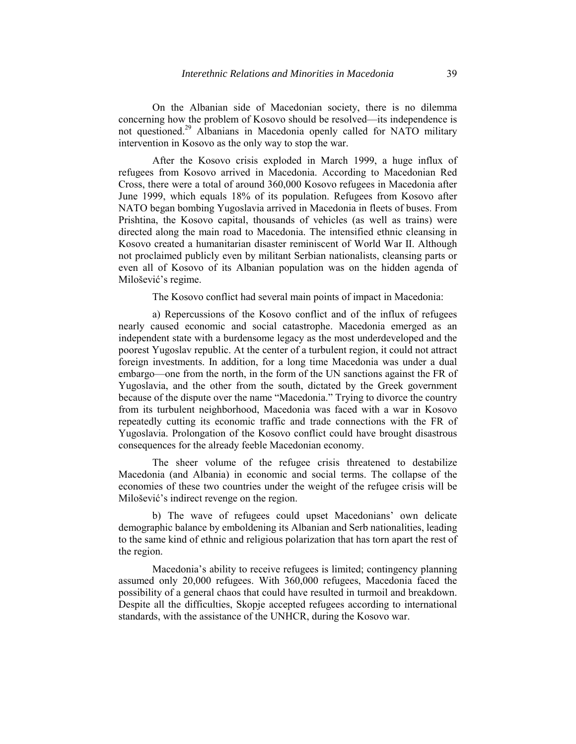On the Albanian side of Macedonian society, there is no dilemma concerning how the problem of Kosovo should be resolved—its independence is not questioned.[29] Albanians in Macedonia openly called for NATO military intervention in Kosovo as the only way to stop the war.

After the Kosovo crisis exploded in March 1999, a huge influx of refugees from Kosovo arrived in Macedonia. According to Macedonian Red Cross, there were a total of around 360,000 Kosovo refugees in Macedonia after June 1999, which equals 18% of its population. Refugees from Kosovo after NATO began bombing Yugoslavia arrived in Macedonia in fleets of buses. From Prishtina, the Kosovo capital, thousands of vehicles (as well as trains) were directed along the main road to Macedonia. The intensified ethnic cleansing in Kosovo created a humanitarian disaster reminiscent of World War II. Although not proclaimed publicly even by militant Serbian nationalists, cleansing parts or even all of Kosovo of its Albanian population was on the hidden agenda of Milošević's regime.

The Kosovo conflict had several main points of impact in Macedonia:

a) Repercussions of the Kosovo conflict and of the influx of refugees nearly caused economic and social catastrophe. Macedonia emerged as an independent state with a burdensome legacy as the most underdeveloped and the poorest Yugoslav republic. At the center of a turbulent region, it could not attract foreign investments. In addition, for a long time Macedonia was under a dual embargo—one from the north, in the form of the UN sanctions against the FR of Yugoslavia, and the other from the south, dictated by the Greek government because of the dispute over the name "Macedonia." Trying to divorce the country from its turbulent neighborhood, Macedonia was faced with a war in Kosovo repeatedly cutting its economic traffic and trade connections with the FR of Yugoslavia. Prolongation of the Kosovo conflict could have brought disastrous consequences for the already feeble Macedonian economy.

The sheer volume of the refugee crisis threatened to destabilize Macedonia (and Albania) in economic and social terms. The collapse of the economies of these two countries under the weight of the refugee crisis will be Milošević's indirect revenge on the region.

b) The wave of refugees could upset Macedonians' own delicate demographic balance by emboldening its Albanian and Serb nationalities, leading to the same kind of ethnic and religious polarization that has torn apart the rest of the region.

Macedonia's ability to receive refugees is limited; contingency planning assumed only 20,000 refugees. With 360,000 refugees, Macedonia faced the possibility of a general chaos that could have resulted in turmoil and breakdown. Despite all the difficulties, Skopje accepted refugees according to international standards, with the assistance of the UNHCR, during the Kosovo war.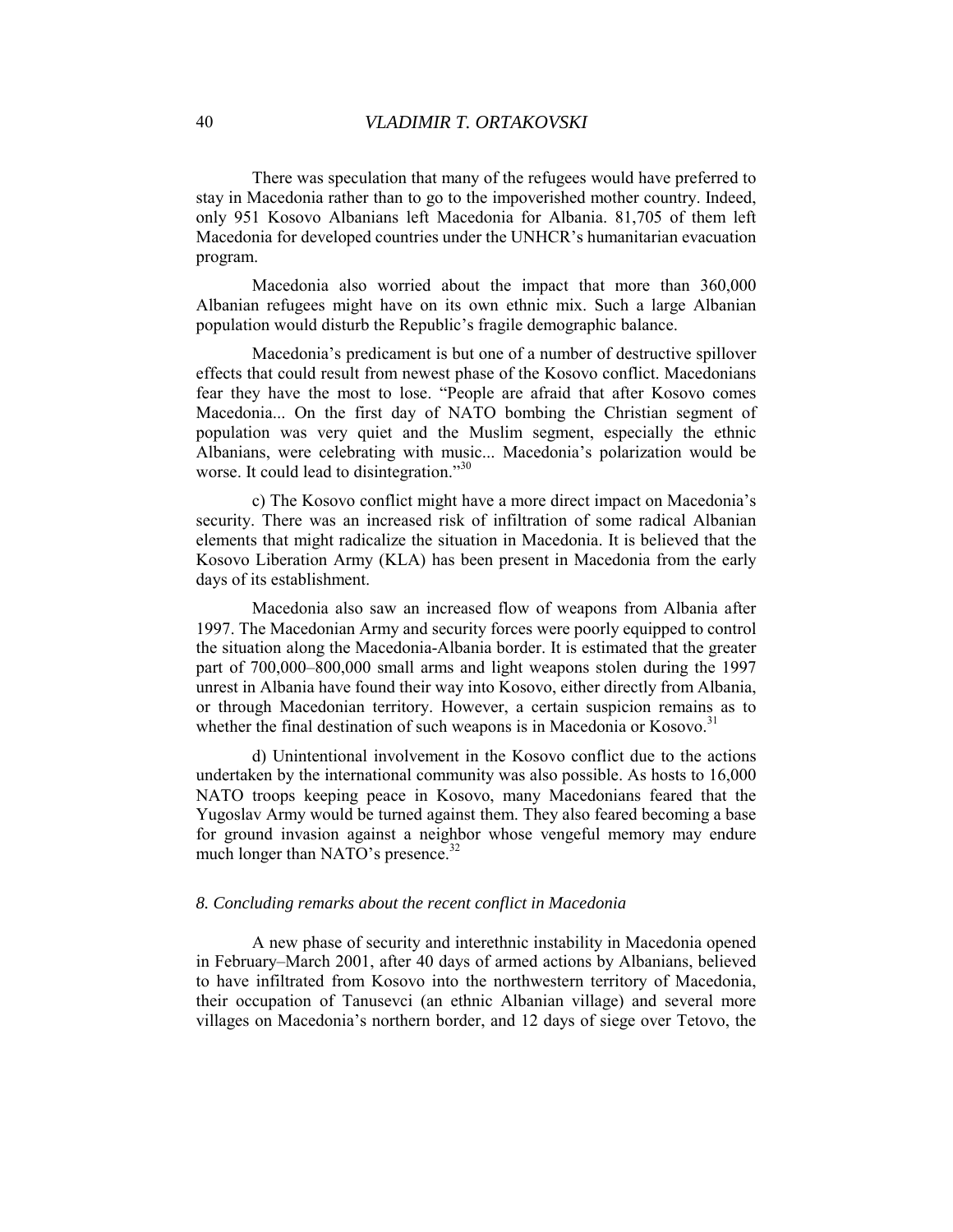There was speculation that many of the refugees would have preferred to stay in Macedonia rather than to go to the impoverished mother country. Indeed, only 951 Kosovo Albanians left Macedonia for Albania. 81,705 of them left Macedonia for developed countries under the UNHCR's humanitarian evacuation program.

Macedonia also worried about the impact that more than 360,000 Albanian refugees might have on its own ethnic mix. Such a large Albanian population would disturb the Republic's fragile demographic balance.

Macedonia's predicament is but one of a number of destructive spillover effects that could result from newest phase of the Kosovo conflict. Macedonians fear they have the most to lose. "People are afraid that after Kosovo comes Macedonia... On the first day of NATO bombing the Christian segment of population was very quiet and the Muslim segment, especially the ethnic Albanians, were celebrating with music... Macedonia's polarization would be worse. It could lead to disintegration."[30]

c) The Kosovo conflict might have a more direct impact on Macedonia's security. There was an increased risk of infiltration of some radical Albanian elements that might radicalize the situation in Macedonia. It is believed that the Kosovo Liberation Army (KLA) has been present in Macedonia from the early days of its establishment.

Macedonia also saw an increased flow of weapons from Albania after 1997. The Macedonian Army and security forces were poorly equipped to control the situation along the Macedonia-Albania border. It is estimated that the greater part of 700,000–800,000 small arms and light weapons stolen during the 1997 unrest in Albania have found their way into Kosovo, either directly from Albania, or through Macedonian territory. However, a certain suspicion remains as to whether the final destination of such weapons is in Macedonia or Kosovo.[31]

d) Unintentional involvement in the Kosovo conflict due to the actions undertaken by the international community was also possible. As hosts to 16,000 NATO troops keeping peace in Kosovo, many Macedonians feared that the Yugoslav Army would be turned against them. They also feared becoming a base for ground invasion against a neighbor whose vengeful memory may endure much longer than NATO's presence.[32]

### *8. Concluding remarks about the recent conflict in Macedonia*

A new phase of security and interethnic instability in Macedonia opened in February–March 2001, after 40 days of armed actions by Albanians, believed to have infiltrated from Kosovo into the northwestern territory of Macedonia, their occupation of Tanusevci (an ethnic Albanian village) and several more villages on Macedonia's northern border, and 12 days of siege over Tetovo, the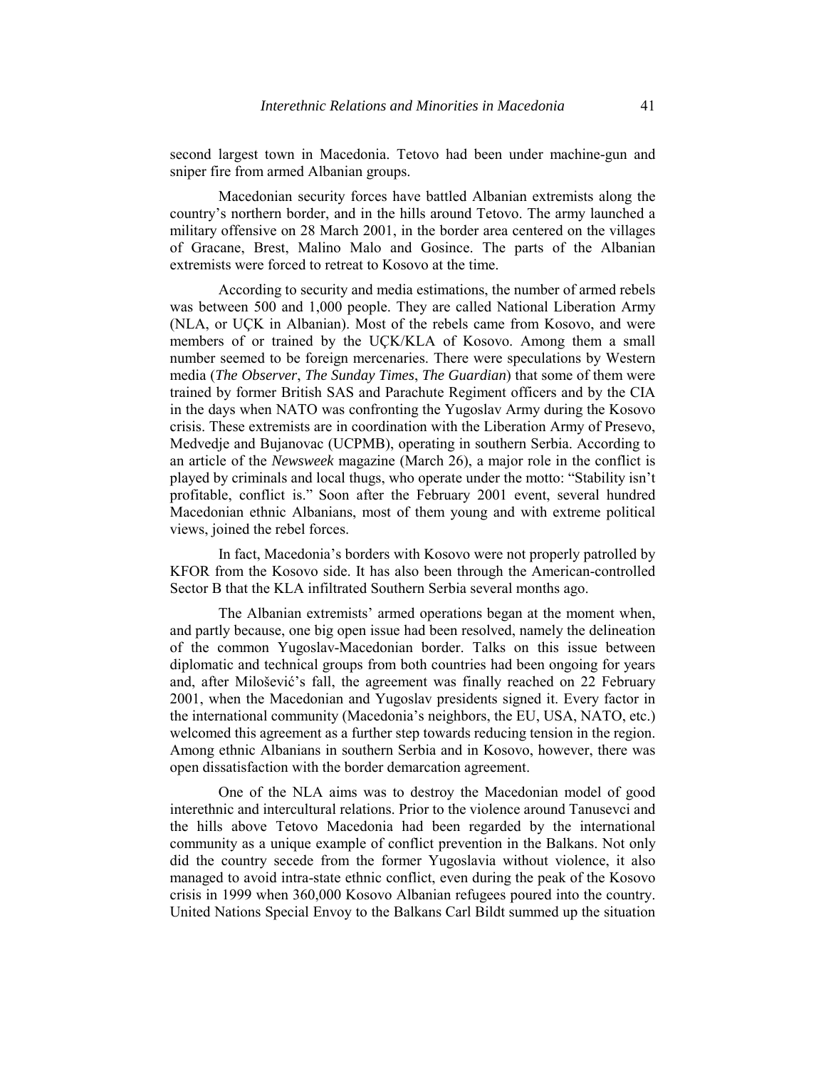second largest town in Macedonia. Tetovo had been under machine-gun and sniper fire from armed Albanian groups.

Macedonian security forces have battled Albanian extremists along the country's northern border, and in the hills around Tetovo. The army launched a military offensive on 28 March 2001, in the border area centered on the villages of Gracane, Brest, Malino Malo and Gosince. The parts of the Albanian extremists were forced to retreat to Kosovo at the time.

According to security and media estimations, the number of armed rebels was between 500 and 1,000 people. They are called National Liberation Army (NLA, or UÇK in Albanian). Most of the rebels came from Kosovo, and were members of or trained by the UÇK/KLA of Kosovo. Among them a small number seemed to be foreign mercenaries. There were speculations by Western media (*The Observer*, *The Sunday Times*, *The Guardian*) that some of them were trained by former British SAS and Parachute Regiment officers and by the CIA in the days when NATO was confronting the Yugoslav Army during the Kosovo crisis. These extremists are in coordination with the Liberation Army of Presevo, Medvedje and Bujanovac (UCPMB), operating in southern Serbia. According to an article of the *Newsweek* magazine (March 26), a major role in the conflict is played by criminals and local thugs, who operate under the motto: "Stability isn't profitable, conflict is." Soon after the February 2001 event, several hundred Macedonian ethnic Albanians, most of them young and with extreme political views, joined the rebel forces.

In fact, Macedonia's borders with Kosovo were not properly patrolled by KFOR from the Kosovo side. It has also been through the American-controlled Sector B that the KLA infiltrated Southern Serbia several months ago.

The Albanian extremists' armed operations began at the moment when, and partly because, one big open issue had been resolved, namely the delineation of the common Yugoslav-Macedonian border. Talks on this issue between diplomatic and technical groups from both countries had been ongoing for years and, after Milošević's fall, the agreement was finally reached on 22 February 2001, when the Macedonian and Yugoslav presidents signed it. Every factor in the international community (Macedonia's neighbors, the EU, USA, NATO, etc.) welcomed this agreement as a further step towards reducing tension in the region. Among ethnic Albanians in southern Serbia and in Kosovo, however, there was open dissatisfaction with the border demarcation agreement.

One of the NLA aims was to destroy the Macedonian model of good interethnic and intercultural relations. Prior to the violence around Tanusevci and the hills above Tetovo Macedonia had been regarded by the international community as a unique example of conflict prevention in the Balkans. Not only did the country secede from the former Yugoslavia without violence, it also managed to avoid intra-state ethnic conflict, even during the peak of the Kosovo crisis in 1999 when 360,000 Kosovo Albanian refugees poured into the country. United Nations Special Envoy to the Balkans Carl Bildt summed up the situation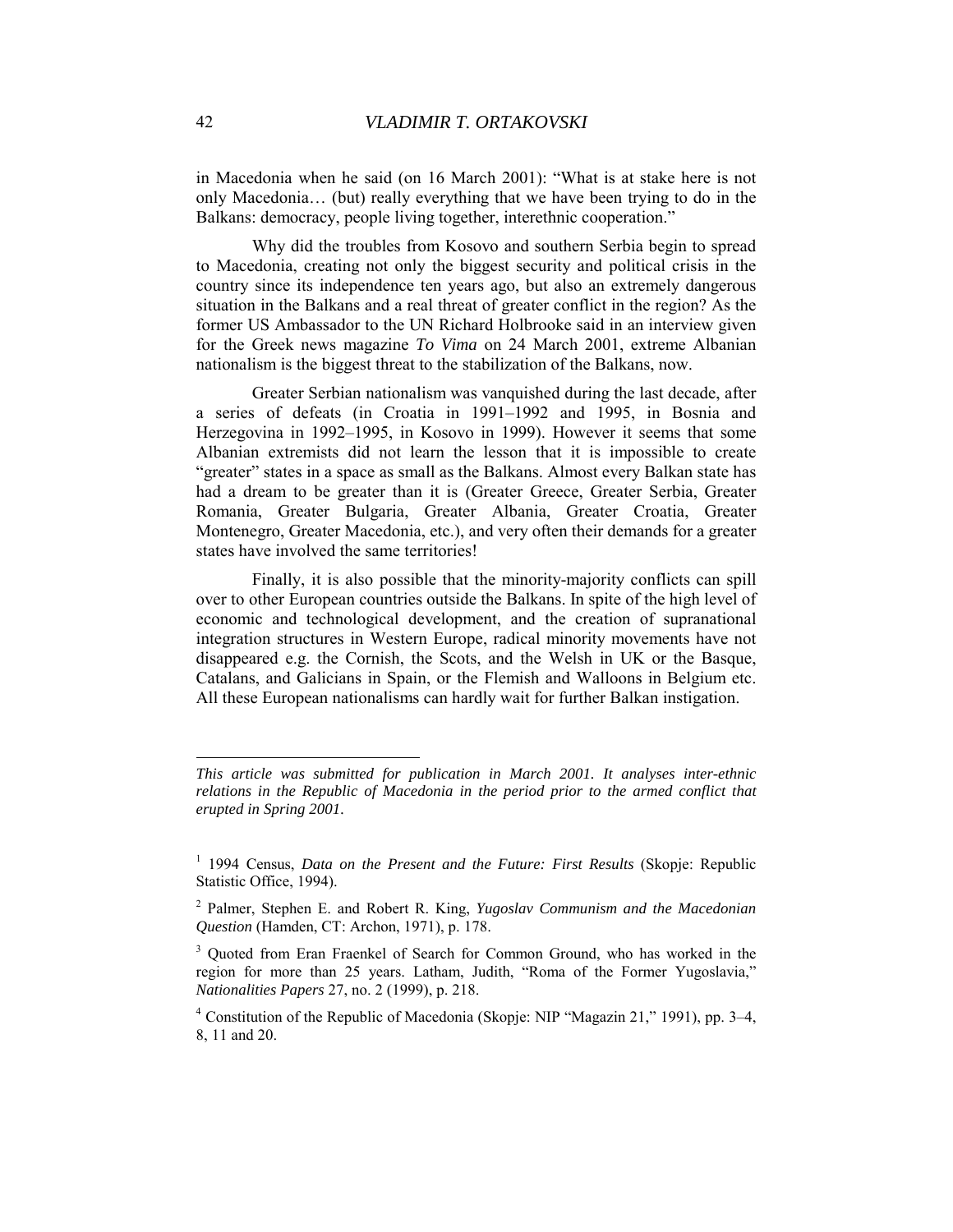in Macedonia when he said (on 16 March 2001): "What is at stake here is not only Macedonia… (but) really everything that we have been trying to do in the Balkans: democracy, people living together, interethnic cooperation."

Why did the troubles from Kosovo and southern Serbia begin to spread to Macedonia, creating not only the biggest security and political crisis in the country since its independence ten years ago, but also an extremely dangerous situation in the Balkans and a real threat of greater conflict in the region? As the former US Ambassador to the UN Richard Holbrooke said in an interview given for the Greek news magazine *To Vima* on 24 March 2001, extreme Albanian nationalism is the biggest threat to the stabilization of the Balkans, now.

Greater Serbian nationalism was vanquished during the last decade, after a series of defeats (in Croatia in 1991–1992 and 1995, in Bosnia and Herzegovina in 1992–1995, in Kosovo in 1999). However it seems that some Albanian extremists did not learn the lesson that it is impossible to create "greater" states in a space as small as the Balkans. Almost every Balkan state has had a dream to be greater than it is (Greater Greece, Greater Serbia, Greater Romania, Greater Bulgaria, Greater Albania, Greater Croatia, Greater Montenegro, Greater Macedonia, etc.), and very often their demands for a greater states have involved the same territories!

Finally, it is also possible that the minority-majority conflicts can spill over to other European countries outside the Balkans. In spite of the high level of economic and technological development, and the creation of supranational integration structures in Western Europe, radical minority movements have not disappeared e.g. the Cornish, the Scots, and the Welsh in UK or the Basque, Catalans, and Galicians in Spain, or the Flemish and Walloons in Belgium etc. All these European nationalisms can hardly wait for further Balkan instigation.

---

***This article was submitted for publication in March 2001. It analyses inter-ethnic relations in the Republic of Macedonia in the period prior to the armed conflict that erupted in Spring 2001.***

[1] 1994 Census, *Data on the Present and the Future: First Results* (Skopje: Republic Statistic Office, 1994).

[2] Palmer, Stephen E. and Robert R. King, *Yugoslav Communism and the Macedonian Question* (Hamden, CT: Archon, 1971), p. 178.

[3] Quoted from Eran Fraenkel of Search for Common Ground, who has worked in the region for more than 25 years. Latham, Judith, "Roma of the Former Yugoslavia," *Nationalities Papers* 27, no. 2 (1999), p. 218.

[4] Constitution of the Republic of Macedonia (Skopje: NIP "Magazin 21," 1991), pp. 3–4, 8, 11 and 20.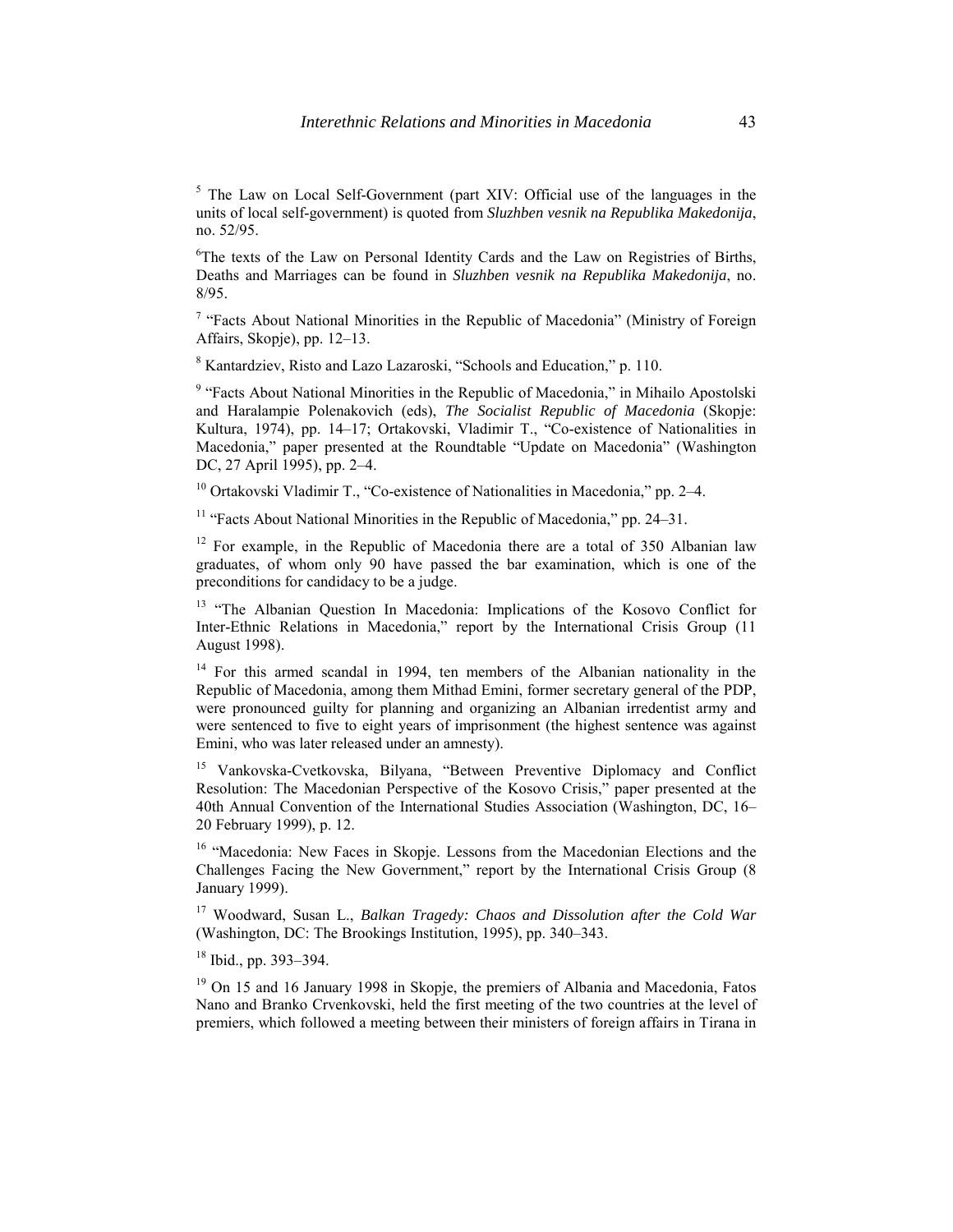[5] The Law on Local Self-Government (part XIV: Official use of the languages in the units of local self-government) is quoted from *Sluzhben vesnik na Republika Makedonija*, no. 52/95.

[6] The texts of the Law on Personal Identity Cards and the Law on Registries of Births, Deaths and Marriages can be found in *Sluzhben vesnik na Republika Makedonija*, no. 8/95.

[7] "Facts About National Minorities in the Republic of Macedonia" (Ministry of Foreign Affairs, Skopje), pp. 12–13.

[8] Kantardziev, Risto and Lazo Lazaroski, "Schools and Education," p. 110.

[9] "Facts About National Minorities in the Republic of Macedonia," in Mihailo Apostolski and Haralampie Polenakovich (eds), *The Socialist Republic of Macedonia* (Skopje: Kultura, 1974), pp. 14–17; Ortakovski, Vladimir T., "Co-existence of Nationalities in Macedonia," paper presented at the Roundtable "Update on Macedonia" (Washington DC, 27 April 1995), pp. 2–4.

[10] Ortakovski Vladimir T., "Co-existence of Nationalities in Macedonia," pp. 2–4.

[11] "Facts About National Minorities in the Republic of Macedonia," pp. 24–31.

[12] For example, in the Republic of Macedonia there are a total of 350 Albanian law graduates, of whom only 90 have passed the bar examination, which is one of the preconditions for candidacy to be a judge.

[13] "The Albanian Question In Macedonia: Implications of the Kosovo Conflict for Inter-Ethnic Relations in Macedonia," report by the International Crisis Group (11 August 1998).

[14] For this armed scandal in 1994, ten members of the Albanian nationality in the Republic of Macedonia, among them Mithad Emini, former secretary general of the PDP, were pronounced guilty for planning and organizing an Albanian irredentist army and were sentenced to five to eight years of imprisonment (the highest sentence was against Emini, who was later released under an amnesty).

[15] Vankovska-Cvetkovska, Bilyana, "Between Preventive Diplomacy and Conflict Resolution: The Macedonian Perspective of the Kosovo Crisis," paper presented at the 40th Annual Convention of the International Studies Association (Washington, DC, 16–20 February 1999), p. 12.

[16] "Macedonia: New Faces in Skopje. Lessons from the Macedonian Elections and the Challenges Facing the New Government," report by the International Crisis Group (8 January 1999).

[17] Woodward, Susan L., *Balkan Tragedy: Chaos and Dissolution after the Cold War* (Washington, DC: The Brookings Institution, 1995), pp. 340–343.

[18] Ibid., pp. 393–394.

[19] On 15 and 16 January 1998 in Skopje, the premiers of Albania and Macedonia, Fatos Nano and Branko Crvenkovski, held the first meeting of the two countries at the level of premiers, which followed a meeting between their ministers of foreign affairs in Tirana in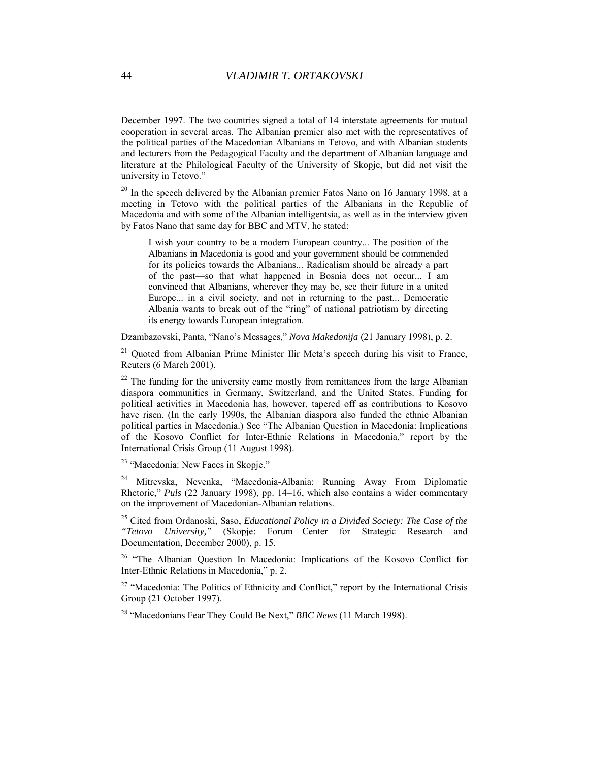December 1997. The two countries signed a total of 14 interstate agreements for mutual cooperation in several areas. The Albanian premier also met with the representatives of the political parties of the Macedonian Albanians in Tetovo, and with Albanian students and lecturers from the Pedagogical Faculty and the department of Albanian language and literature at the Philological Faculty of the University of Skopje, but did not visit the university in Tetovo."

[20] In the speech delivered by the Albanian premier Fatos Nano on 16 January 1998, at a meeting in Tetovo with the political parties of the Albanians in the Republic of Macedonia and with some of the Albanian intelligentsia, as well as in the interview given by Fatos Nano that same day for BBC and MTV, he stated:

> I wish your country to be a modern European country... The position of the Albanians in Macedonia is good and your government should be commended for its policies towards the Albanians... Radicalism should be already a part of the past—so that what happened in Bosnia does not occur... I am convinced that Albanians, wherever they may be, see their future in a united Europe... in a civil society, and not in returning to the past... Democratic Albania wants to break out of the "ring" of national patriotism by directing its energy towards European integration.

Dzambazovski, Panta, "Nano's Messages," *Nova Makedonija* (21 January 1998), p. 2.

[21] Quoted from Albanian Prime Minister Ilir Meta's speech during his visit to France, Reuters (6 March 2001).

[22] The funding for the university came mostly from remittances from the large Albanian diaspora communities in Germany, Switzerland, and the United States. Funding for political activities in Macedonia has, however, tapered off as contributions to Kosovo have risen. (In the early 1990s, the Albanian diaspora also funded the ethnic Albanian political parties in Macedonia.) See "The Albanian Question in Macedonia: Implications of the Kosovo Conflict for Inter-Ethnic Relations in Macedonia," report by the International Crisis Group (11 August 1998).

[23] "Macedonia: New Faces in Skopje."

[24] Mitrevska, Nevenka, "Macedonia-Albania: Running Away From Diplomatic Rhetoric," *Puls* (22 January 1998), pp. 14–16, which also contains a wider commentary on the improvement of Macedonian-Albanian relations.

[25] Cited from Ordanoski, Saso, *Educational Policy in a Divided Society: The Case of the "Tetovo University,"* (Skopje: Forum—Center for Strategic Research and Documentation, December 2000), p. 15.

[26] "The Albanian Question In Macedonia: Implications of the Kosovo Conflict for Inter-Ethnic Relations in Macedonia," p. 2.

[27] "Macedonia: The Politics of Ethnicity and Conflict," report by the International Crisis Group (21 October 1997).

[28] "Macedonians Fear They Could Be Next," *BBC News* (11 March 1998).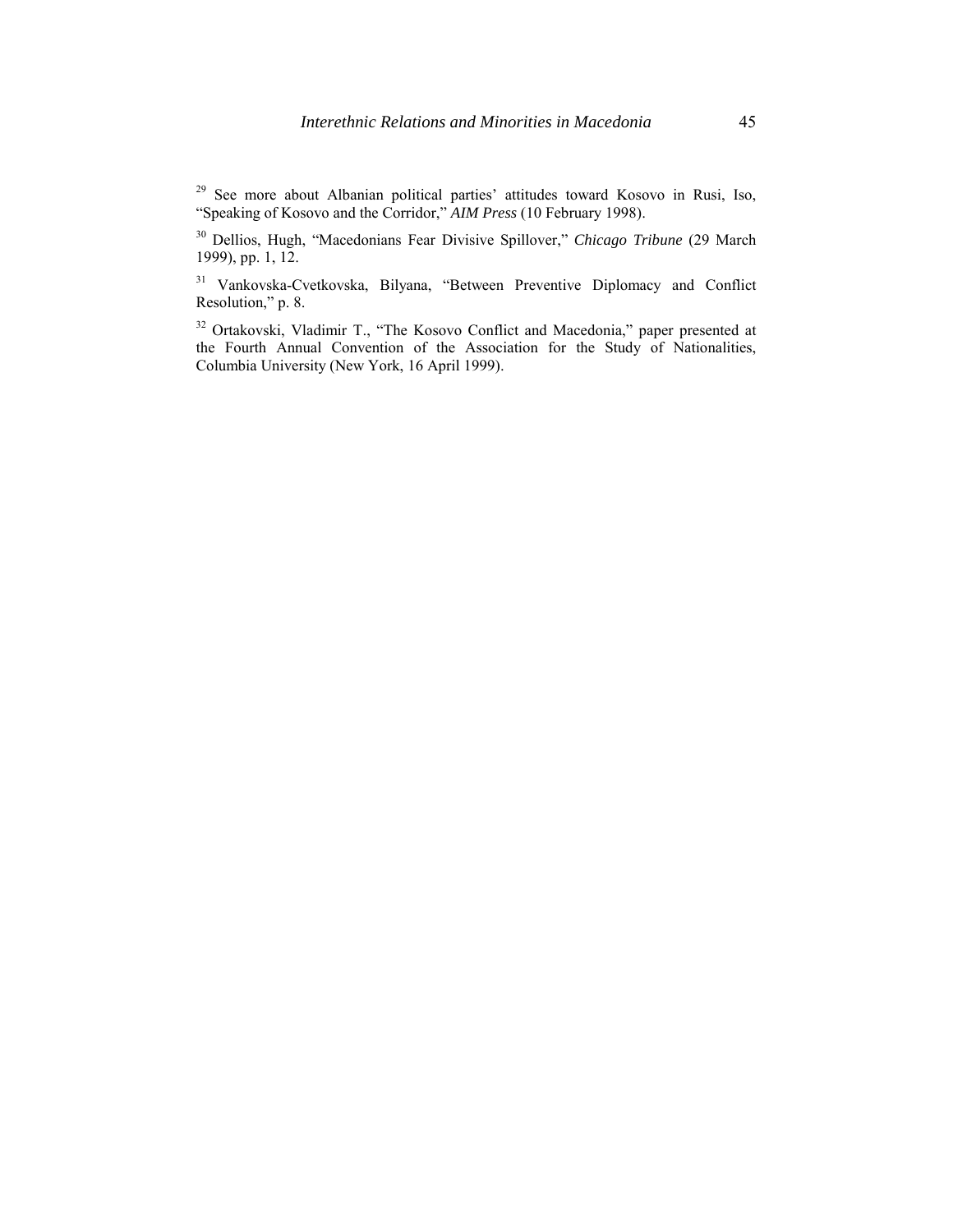[29] See more about Albanian political parties' attitudes toward Kosovo in Rusi, Iso, "Speaking of Kosovo and the Corridor," *AIM Press* (10 February 1998).

[30] Dellios, Hugh, "Macedonians Fear Divisive Spillover," *Chicago Tribune* (29 March 1999), pp. 1, 12.

[31] Vankovska-Cvetkovska, Bilyana, "Between Preventive Diplomacy and Conflict Resolution," p. 8.

[32] Ortakovski, Vladimir T., "The Kosovo Conflict and Macedonia," paper presented at the Fourth Annual Convention of the Association for the Study of Nationalities, Columbia University (New York, 16 April 1999).